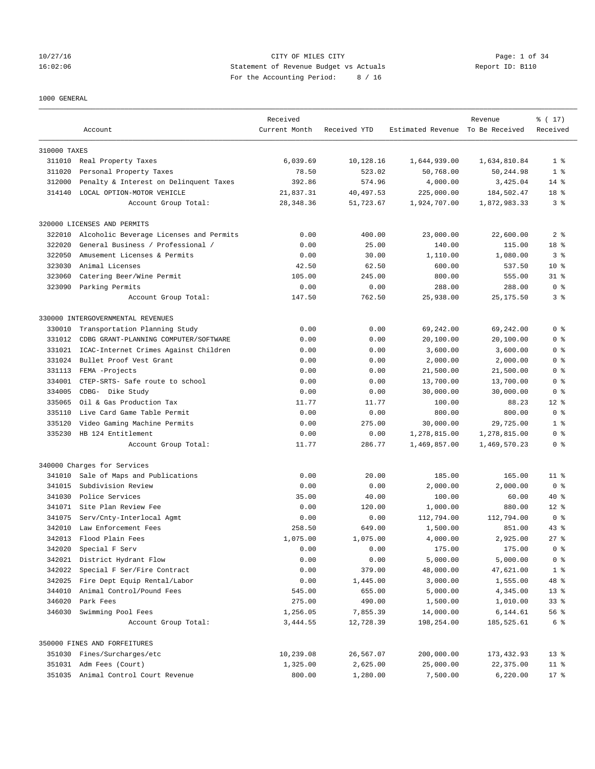CITY OF MILES CITY
Statement of Revenue Budget vs Actuals
For the Accounting Period: 8 / 16

10/27/16
16:02:06

Report ID: B110

1000 GENERAL

| Account | | Received Current Month | Received YTD | Estimated Revenue | Revenue To Be Received | % ( 17) Received |
|---|---|---|---|---|---|---|
| 310000 TAXES | | | | | | |
| 311010 | Real Property Taxes | 6,039.69 | 10,128.16 | 1,644,939.00 | 1,634,810.84 | 1 % |
| 311020 | Personal Property Taxes | 78.50 | 523.02 | 50,768.00 | 50,244.98 | 1 % |
| 312000 | Penalty & Interest on Delinquent Taxes | 392.86 | 574.96 | 4,000.00 | 3,425.04 | 14 % |
| 314140 | LOCAL OPTION-MOTOR VEHICLE | 21,837.31 | 40,497.53 | 225,000.00 | 184,502.47 | 18 % |
| | Account Group Total: | 28,348.36 | 51,723.67 | 1,924,707.00 | 1,872,983.33 | 3 % |
| 320000 LICENSES AND PERMITS | | | | | | |
| 322010 | Alcoholic Beverage Licenses and Permits | 0.00 | 400.00 | 23,000.00 | 22,600.00 | 2 % |
| 322020 | General Business / Professional / | 0.00 | 25.00 | 140.00 | 115.00 | 18 % |
| 322050 | Amusement Licenses & Permits | 0.00 | 30.00 | 1,110.00 | 1,080.00 | 3 % |
| 323030 | Animal Licenses | 42.50 | 62.50 | 600.00 | 537.50 | 10 % |
| 323060 | Catering Beer/Wine Permit | 105.00 | 245.00 | 800.00 | 555.00 | 31 % |
| 323090 | Parking Permits | 0.00 | 0.00 | 288.00 | 288.00 | 0 % |
| | Account Group Total: | 147.50 | 762.50 | 25,938.00 | 25,175.50 | 3 % |
| 330000 INTERGOVERNMENTAL REVENUES | | | | | | |
| 330010 | Transportation Planning Study | 0.00 | 0.00 | 69,242.00 | 69,242.00 | 0 % |
| 331012 | CDBG GRANT-PLANNING COMPUTER/SOFTWARE | 0.00 | 0.00 | 20,100.00 | 20,100.00 | 0 % |
| 331021 | ICAC-Internet Crimes Against Children | 0.00 | 0.00 | 3,600.00 | 3,600.00 | 0 % |
| 331024 | Bullet Proof Vest Grant | 0.00 | 0.00 | 2,000.00 | 2,000.00 | 0 % |
| 331113 | FEMA -Projects | 0.00 | 0.00 | 21,500.00 | 21,500.00 | 0 % |
| 334001 | CTEP-SRTS- Safe route to school | 0.00 | 0.00 | 13,700.00 | 13,700.00 | 0 % |
| 334005 | CDBG- Dike Study | 0.00 | 0.00 | 30,000.00 | 30,000.00 | 0 % |
| 335065 | Oil & Gas Production Tax | 11.77 | 11.77 | 100.00 | 88.23 | 12 % |
| 335110 | Live Card Game Table Permit | 0.00 | 0.00 | 800.00 | 800.00 | 0 % |
| 335120 | Video Gaming Machine Permits | 0.00 | 275.00 | 30,000.00 | 29,725.00 | 1 % |
| 335230 | HB 124 Entitlement | 0.00 | 0.00 | 1,278,815.00 | 1,278,815.00 | 0 % |
| | Account Group Total: | 11.77 | 286.77 | 1,469,857.00 | 1,469,570.23 | 0 % |
| 340000 Charges for Services | | | | | | |
| 341010 | Sale of Maps and Publications | 0.00 | 20.00 | 185.00 | 165.00 | 11 % |
| 341015 | Subdivision Review | 0.00 | 0.00 | 2,000.00 | 2,000.00 | 0 % |
| 341030 | Police Services | 35.00 | 40.00 | 100.00 | 60.00 | 40 % |
| 341071 | Site Plan Review Fee | 0.00 | 120.00 | 1,000.00 | 880.00 | 12 % |
| 341075 | Serv/Cnty-Interlocal Agmt | 0.00 | 0.00 | 112,794.00 | 112,794.00 | 0 % |
| 342010 | Law Enforcement Fees | 258.50 | 649.00 | 1,500.00 | 851.00 | 43 % |
| 342013 | Flood Plain Fees | 1,075.00 | 1,075.00 | 4,000.00 | 2,925.00 | 27 % |
| 342020 | Special F Serv | 0.00 | 0.00 | 175.00 | 175.00 | 0 % |
| 342021 | District Hydrant Flow | 0.00 | 0.00 | 5,000.00 | 5,000.00 | 0 % |
| 342022 | Special F Ser/Fire Contract | 0.00 | 379.00 | 48,000.00 | 47,621.00 | 1 % |
| 342025 | Fire Dept Equip Rental/Labor | 0.00 | 1,445.00 | 3,000.00 | 1,555.00 | 48 % |
| 344010 | Animal Control/Pound Fees | 545.00 | 655.00 | 5,000.00 | 4,345.00 | 13 % |
| 346020 | Park Fees | 275.00 | 490.00 | 1,500.00 | 1,010.00 | 33 % |
| 346030 | Swimming Pool Fees | 1,256.05 | 7,855.39 | 14,000.00 | 6,144.61 | 56 % |
| | Account Group Total: | 3,444.55 | 12,728.39 | 198,254.00 | 185,525.61 | 6 % |
| 350000 FINES AND FORFEITURES | | | | | | |
| 351030 | Fines/Surcharges/etc | 10,239.08 | 26,567.07 | 200,000.00 | 173,432.93 | 13 % |
| 351031 | Adm Fees (Court) | 1,325.00 | 2,625.00 | 25,000.00 | 22,375.00 | 11 % |
| 351035 | Animal Control Court Revenue | 800.00 | 1,280.00 | 7,500.00 | 6,220.00 | 17 % |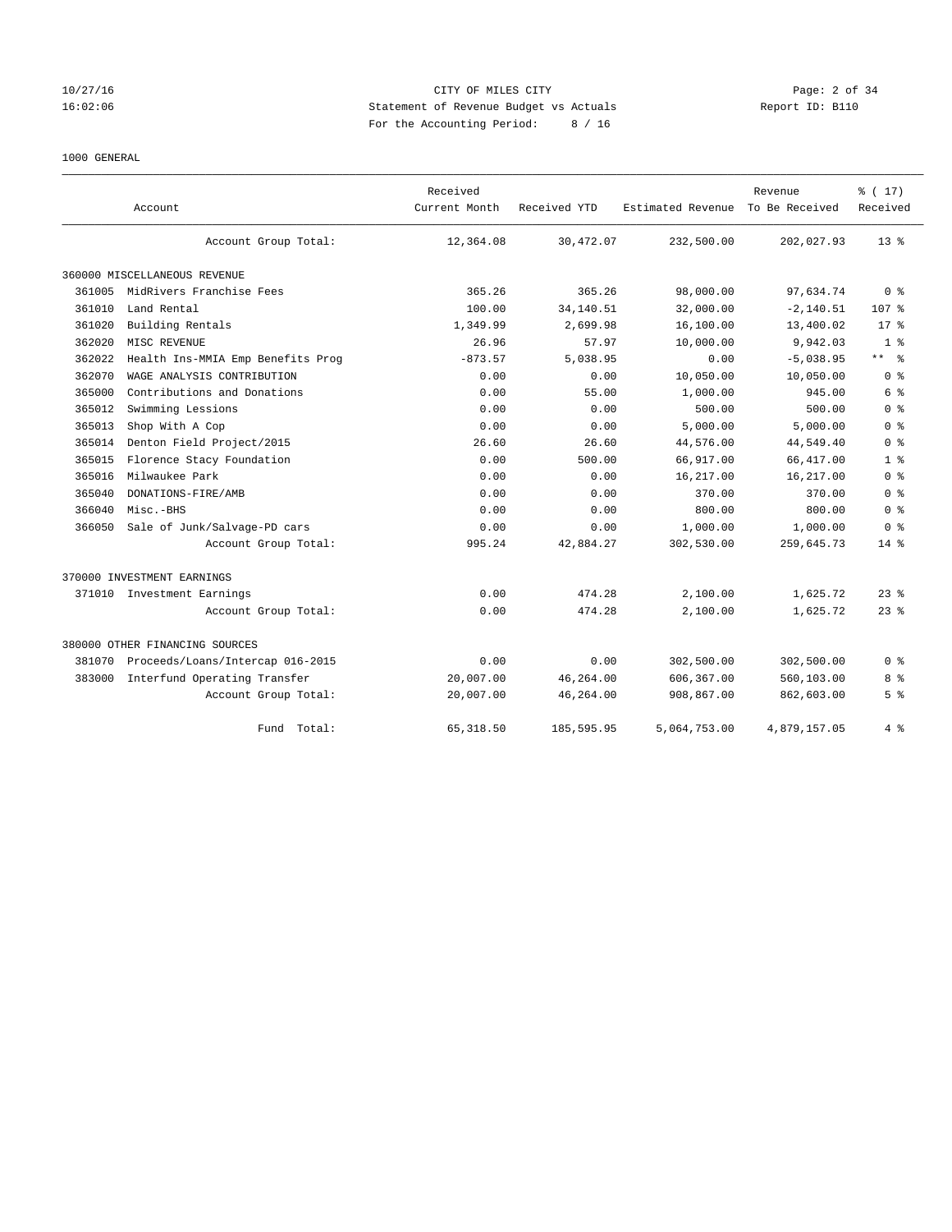CITY OF MILES CITY
Statement of Revenue Budget vs Actuals
For the Accounting Period: 8 / 16

1000 GENERAL

| Account | | Received Current Month | Received YTD | Estimated Revenue | Revenue To Be Received | % ( 17) Received |
|---|---|---|---|---|---|---|
| | Account Group Total: | 12,364.08 | 30,472.07 | 232,500.00 | 202,027.93 | 13 % |
| 360000 MISCELLANEOUS REVENUE | | | | | | |
| 361005 | MidRivers Franchise Fees | 365.26 | 365.26 | 98,000.00 | 97,634.74 | 0 % |
| 361010 | Land Rental | 100.00 | 34,140.51 | 32,000.00 | -2,140.51 | 107 % |
| 361020 | Building Rentals | 1,349.99 | 2,699.98 | 16,100.00 | 13,400.02 | 17 % |
| 362020 | MISC REVENUE | 26.96 | 57.97 | 10,000.00 | 9,942.03 | 1 % |
| 362022 | Health Ins-MMIA Emp Benefits Prog | -873.57 | 5,038.95 | 0.00 | -5,038.95 | ** % |
| 362070 | WAGE ANALYSIS CONTRIBUTION | 0.00 | 0.00 | 10,050.00 | 10,050.00 | 0 % |
| 365000 | Contributions and Donations | 0.00 | 55.00 | 1,000.00 | 945.00 | 6 % |
| 365012 | Swimming Lessions | 0.00 | 0.00 | 500.00 | 500.00 | 0 % |
| 365013 | Shop With A Cop | 0.00 | 0.00 | 5,000.00 | 5,000.00 | 0 % |
| 365014 | Denton Field Project/2015 | 26.60 | 26.60 | 44,576.00 | 44,549.40 | 0 % |
| 365015 | Florence Stacy Foundation | 0.00 | 500.00 | 66,917.00 | 66,417.00 | 1 % |
| 365016 | Milwaukee Park | 0.00 | 0.00 | 16,217.00 | 16,217.00 | 0 % |
| 365040 | DONATIONS-FIRE/AMB | 0.00 | 0.00 | 370.00 | 370.00 | 0 % |
| 366040 | Misc.-BHS | 0.00 | 0.00 | 800.00 | 800.00 | 0 % |
| 366050 | Sale of Junk/Salvage-PD cars | 0.00 | 0.00 | 1,000.00 | 1,000.00 | 0 % |
| | Account Group Total: | 995.24 | 42,884.27 | 302,530.00 | 259,645.73 | 14 % |
| 370000 INVESTMENT EARNINGS | | | | | | |
| 371010 | Investment Earnings | 0.00 | 474.28 | 2,100.00 | 1,625.72 | 23 % |
| | Account Group Total: | 0.00 | 474.28 | 2,100.00 | 1,625.72 | 23 % |
| 380000 OTHER FINANCING SOURCES | | | | | | |
| 381070 | Proceeds/Loans/Intercap 016-2015 | 0.00 | 0.00 | 302,500.00 | 302,500.00 | 0 % |
| 383000 | Interfund Operating Transfer | 20,007.00 | 46,264.00 | 606,367.00 | 560,103.00 | 8 % |
| | Account Group Total: | 20,007.00 | 46,264.00 | 908,867.00 | 862,603.00 | 5 % |
| | Fund Total: | 65,318.50 | 185,595.95 | 5,064,753.00 | 4,879,157.05 | 4 % |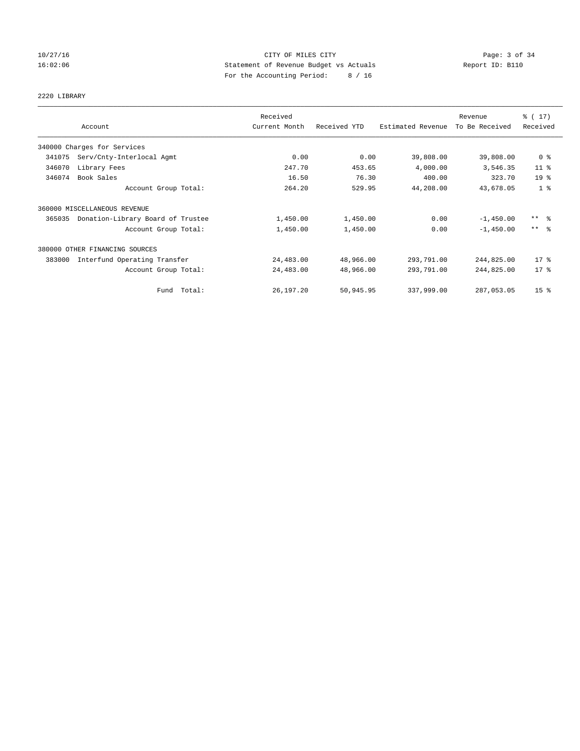CITY OF MILES CITY
Statement of Revenue Budget vs Actuals
For the Accounting Period: 8 / 16

10/27/16
16:02:06

Report ID: B110

2220 LIBRARY

| Account | Received Current Month | Received YTD | Estimated Revenue | Revenue To Be Received | % ( 17) Received |
|---|---|---|---|---|---|
| 340000 Charges for Services | | | | | |
| 341075 Serv/Cnty-Interlocal Agmt | 0.00 | 0.00 | 39,808.00 | 39,808.00 | 0 % |
| 346070 Library Fees | 247.70 | 453.65 | 4,000.00 | 3,546.35 | 11 % |
| 346074 Book Sales | 16.50 | 76.30 | 400.00 | 323.70 | 19 % |
| Account Group Total: | 264.20 | 529.95 | 44,208.00 | 43,678.05 | 1 % |
| 360000 MISCELLANEOUS REVENUE | | | | | |
| 365035 Donation-Library Board of Trustee | 1,450.00 | 1,450.00 | 0.00 | -1,450.00 | ** % |
| Account Group Total: | 1,450.00 | 1,450.00 | 0.00 | -1,450.00 | ** % |
| 380000 OTHER FINANCING SOURCES | | | | | |
| 383000 Interfund Operating Transfer | 24,483.00 | 48,966.00 | 293,791.00 | 244,825.00 | 17 % |
| Account Group Total: | 24,483.00 | 48,966.00 | 293,791.00 | 244,825.00 | 17 % |
| Fund Total: | 26,197.20 | 50,945.95 | 337,999.00 | 287,053.05 | 15 % |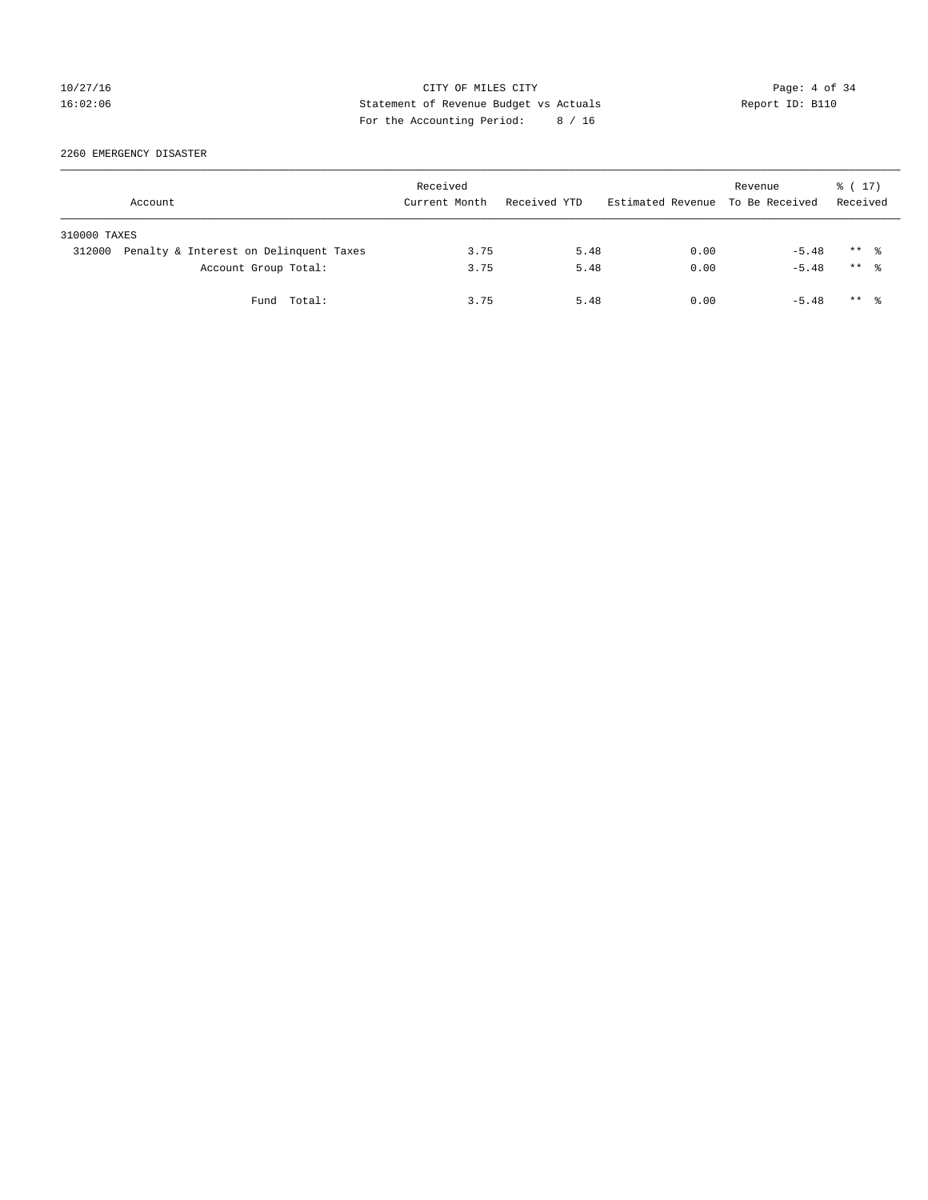CITY OF MILES CITY
Statement of Revenue Budget vs Actuals
For the Accounting Period: 8 / 16

10/27/16
16:02:06

Report ID: B110

2260 EMERGENCY DISASTER

| Account | Received Current Month | Received YTD | Estimated Revenue | Revenue To Be Received | % ( 17) Received |
|---|---|---|---|---|---|
| 310000 TAXES | | | | | |
| 312000 Penalty & Interest on Delinquent Taxes | 3.75 | 5.48 | 0.00 | -5.48 | ** % |
| Account Group Total: | 3.75 | 5.48 | 0.00 | -5.48 | ** % |
| Fund Total: | 3.75 | 5.48 | 0.00 | -5.48 | ** % |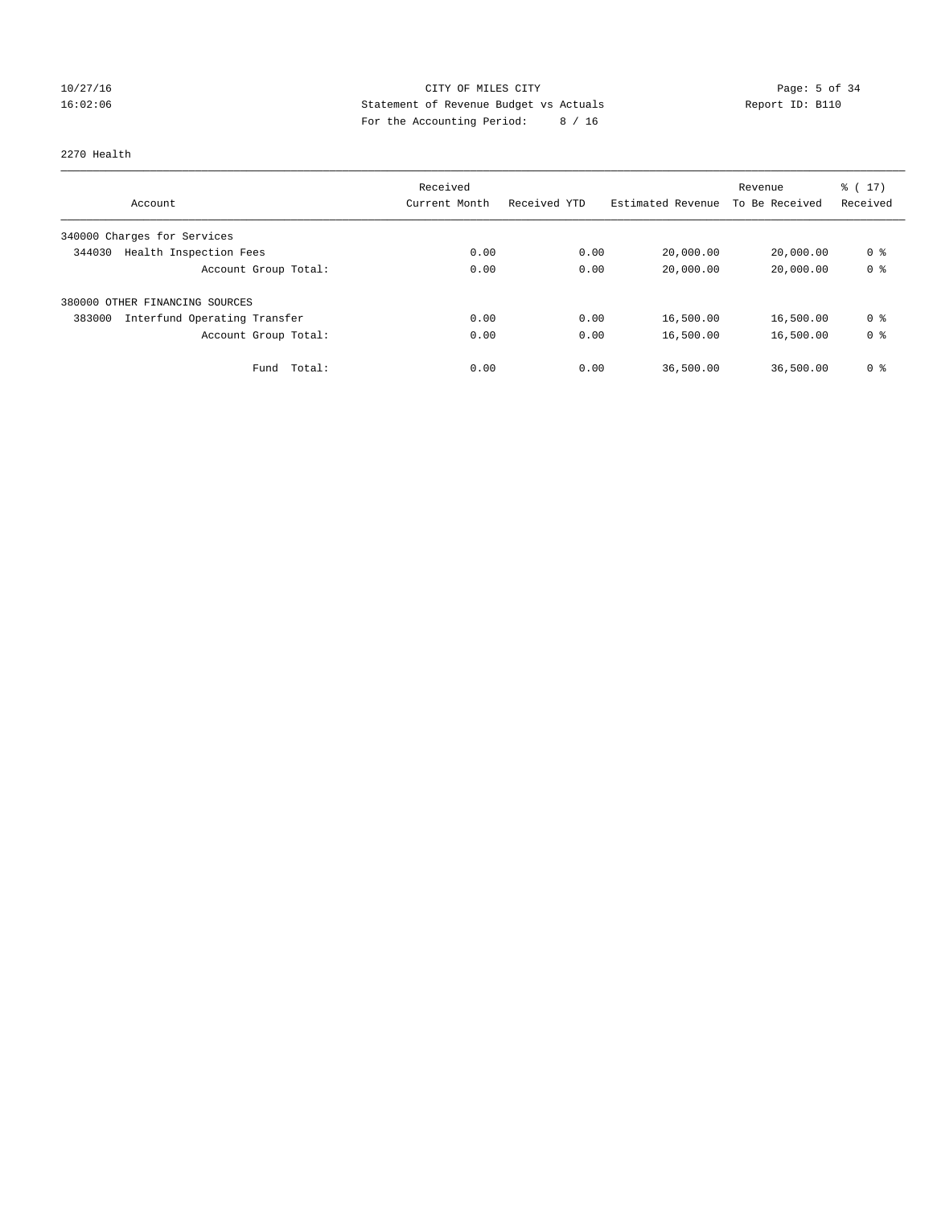CITY OF MILES CITY
Statement of Revenue Budget vs Actuals
For the Accounting Period: 8 / 16

10/27/16
16:02:06

Report ID: B110

2270 Health

| Account | Received Current Month | Received YTD | Estimated Revenue | Revenue To Be Received | % ( 17) Received |
|---|---|---|---|---|---|
| 340000 Charges for Services | | | | | |
| 344030 Health Inspection Fees | 0.00 | 0.00 | 20,000.00 | 20,000.00 | 0 % |
| Account Group Total: | 0.00 | 0.00 | 20,000.00 | 20,000.00 | 0 % |
| 380000 OTHER FINANCING SOURCES | | | | | |
| 383000 Interfund Operating Transfer | 0.00 | 0.00 | 16,500.00 | 16,500.00 | 0 % |
| Account Group Total: | 0.00 | 0.00 | 16,500.00 | 16,500.00 | 0 % |
| Fund Total: | 0.00 | 0.00 | 36,500.00 | 36,500.00 | 0 % |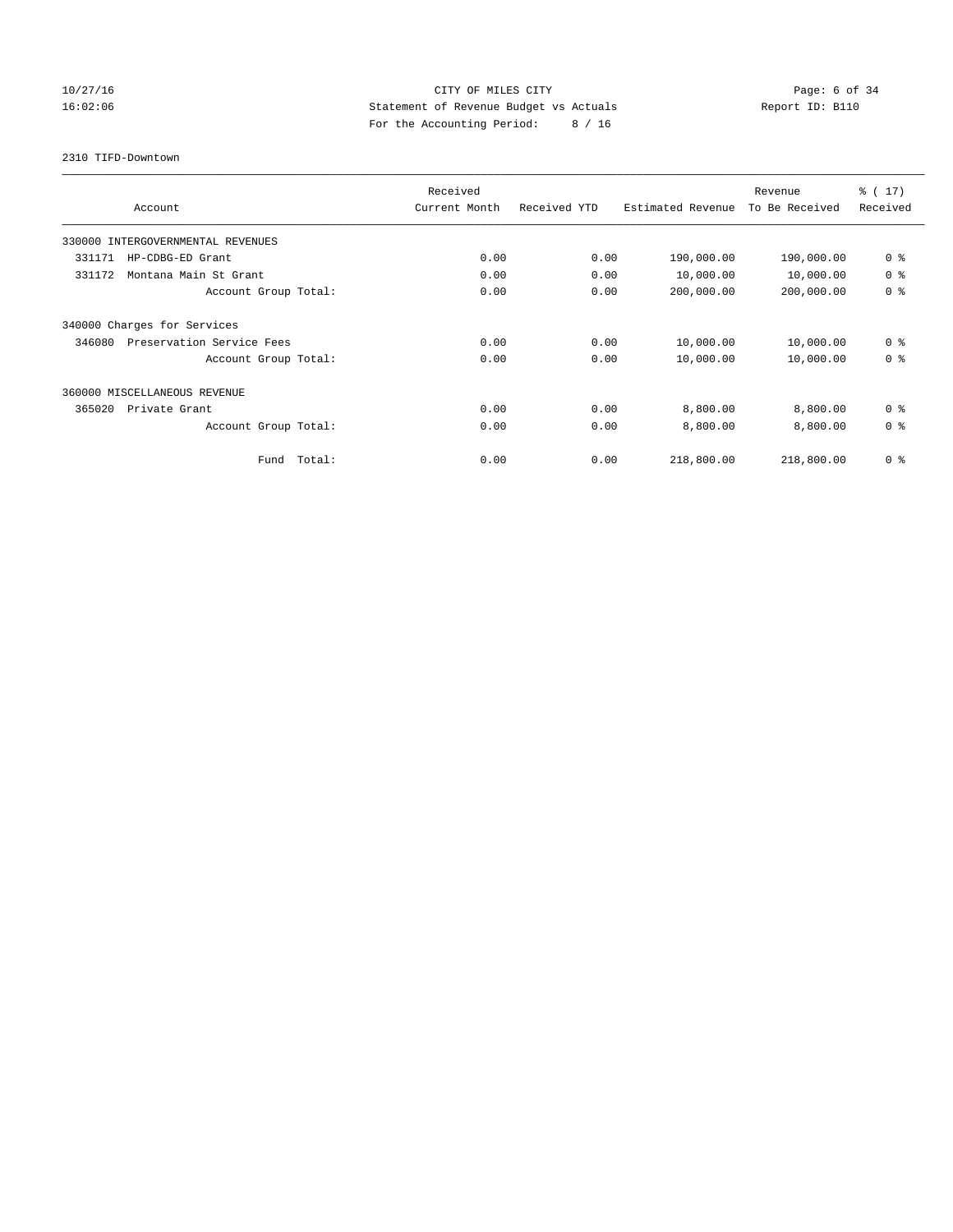CITY OF MILES CITY
Statement of Revenue Budget vs Actuals
For the Accounting Period: 8 / 16

10/27/16
16:02:06

Report ID: B110

2310 TIFD-Downtown

| Account | Received Current Month | Received YTD | Estimated Revenue | Revenue To Be Received | % ( 17) Received |
|---|---|---|---|---|---|
| 330000 INTERGOVERNMENTAL REVENUES | | | | | |
| 331171 HP-CDBG-ED Grant | 0.00 | 0.00 | 190,000.00 | 190,000.00 | 0 % |
| 331172 Montana Main St Grant | 0.00 | 0.00 | 10,000.00 | 10,000.00 | 0 % |
| Account Group Total: | 0.00 | 0.00 | 200,000.00 | 200,000.00 | 0 % |
| 340000 Charges for Services | | | | | |
| 346080 Preservation Service Fees | 0.00 | 0.00 | 10,000.00 | 10,000.00 | 0 % |
| Account Group Total: | 0.00 | 0.00 | 10,000.00 | 10,000.00 | 0 % |
| 360000 MISCELLANEOUS REVENUE | | | | | |
| 365020 Private Grant | 0.00 | 0.00 | 8,800.00 | 8,800.00 | 0 % |
| Account Group Total: | 0.00 | 0.00 | 8,800.00 | 8,800.00 | 0 % |
| Fund Total: | 0.00 | 0.00 | 218,800.00 | 218,800.00 | 0 % |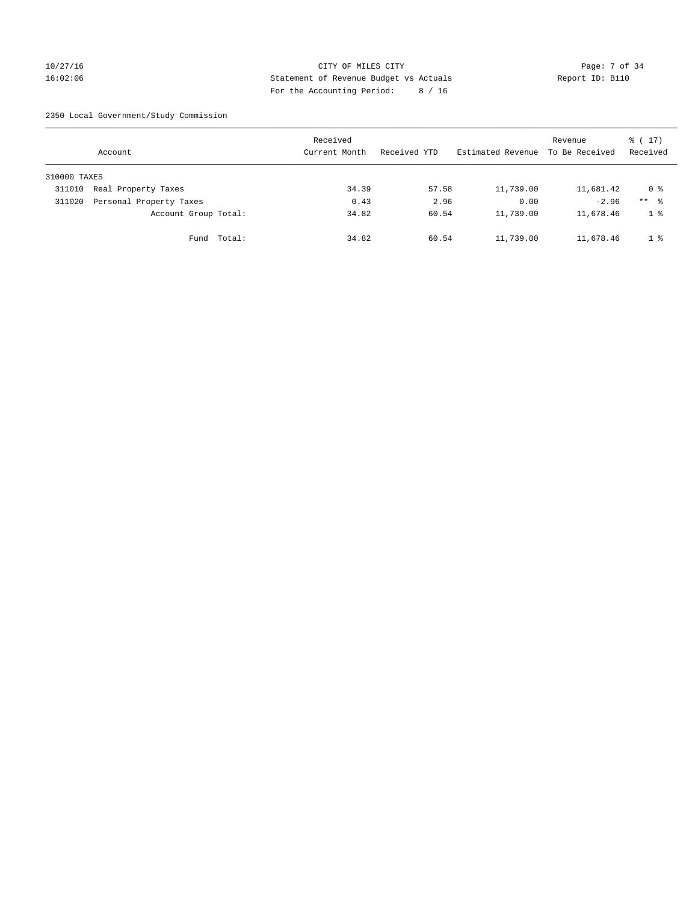CITY OF MILES CITY
Statement of Revenue Budget vs Actuals
For the Accounting Period: 8 / 16

10/27/16
16:02:06

Report ID: B110

2350 Local Government/Study Commission

| Account | Received Current Month | Received YTD | Estimated Revenue | Revenue To Be Received | % ( 17) Received |
|---|---|---|---|---|---|
| 310000 TAXES | | | | | |
| 311010 Real Property Taxes | 34.39 | 57.58 | 11,739.00 | 11,681.42 | 0 % |
| 311020 Personal Property Taxes | 0.43 | 2.96 | 0.00 | -2.96 | ** % |
| Account Group Total: | 34.82 | 60.54 | 11,739.00 | 11,678.46 | 1 % |
| Fund Total: | 34.82 | 60.54 | 11,739.00 | 11,678.46 | 1 % |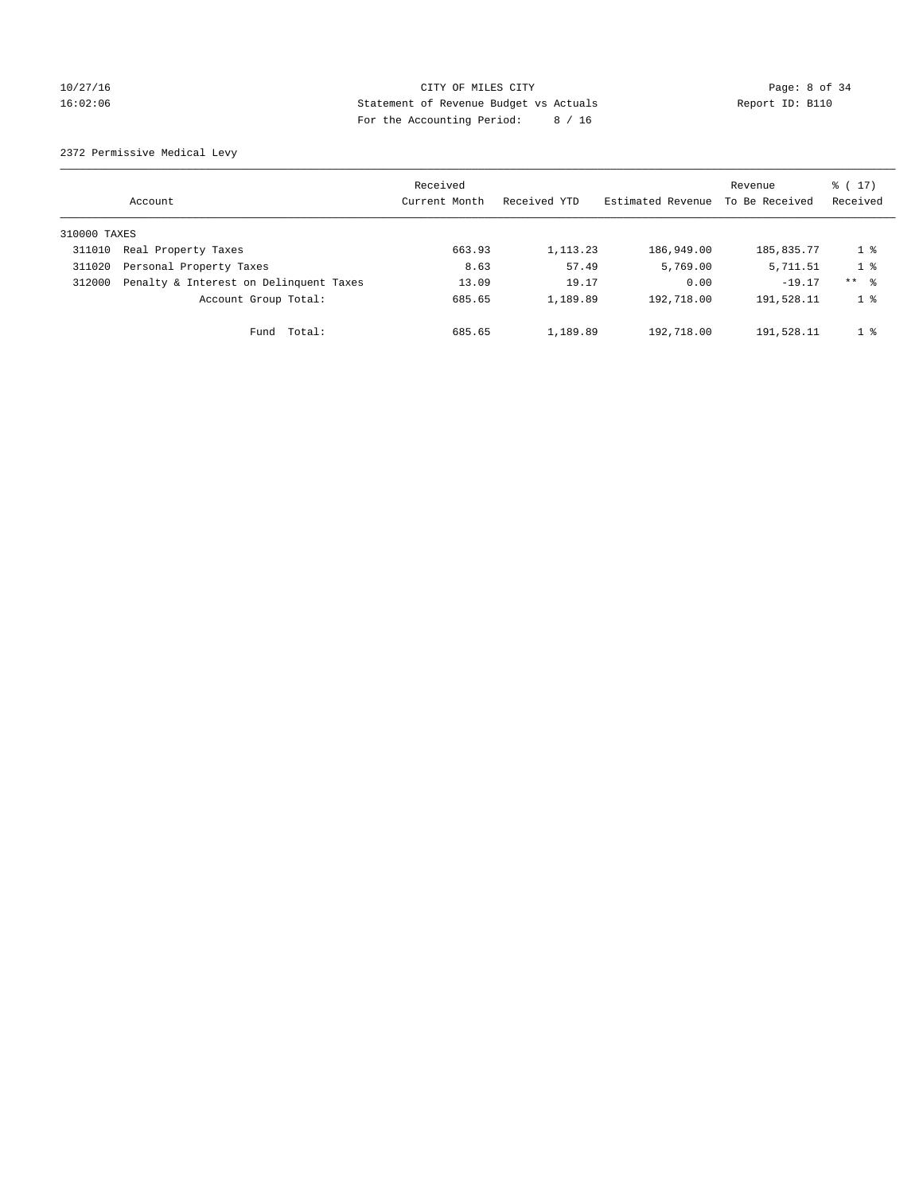CITY OF MILES CITY
Statement of Revenue Budget vs Actuals
For the Accounting Period: 8 / 16

10/27/16
16:02:06

Report ID: B110

2372 Permissive Medical Levy

| Account | | Received Current Month | Received YTD | Estimated Revenue | Revenue To Be Received | % ( 17) Received |
|---|---|---|---|---|---|---|
| 310000 TAXES | | | | | | |
| 311010 | Real Property Taxes | 663.93 | 1,113.23 | 186,949.00 | 185,835.77 | 1 % |
| 311020 | Personal Property Taxes | 8.63 | 57.49 | 5,769.00 | 5,711.51 | 1 % |
| 312000 | Penalty & Interest on Delinquent Taxes | 13.09 | 19.17 | 0.00 | -19.17 | ** % |
| | Account Group Total: | 685.65 | 1,189.89 | 192,718.00 | 191,528.11 | 1 % |
| | Fund Total: | 685.65 | 1,189.89 | 192,718.00 | 191,528.11 | 1 % |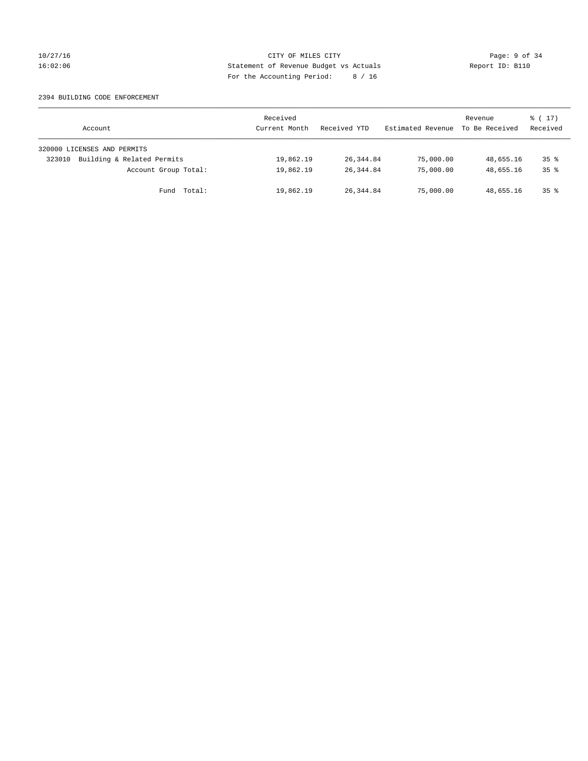CITY OF MILES CITY
Statement of Revenue Budget vs Actuals
For the Accounting Period: 8 / 16

2394 BUILDING CODE ENFORCEMENT

| Account | Received Current Month | Received YTD | Estimated Revenue | Revenue To Be Received | % ( 17) Received |
|---|---|---|---|---|---|
| 320000 LICENSES AND PERMITS | | | | | |
| 323010 Building & Related Permits | 19,862.19 | 26,344.84 | 75,000.00 | 48,655.16 | 35 % |
| Account Group Total: | 19,862.19 | 26,344.84 | 75,000.00 | 48,655.16 | 35 % |
| Fund Total: | 19,862.19 | 26,344.84 | 75,000.00 | 48,655.16 | 35 % |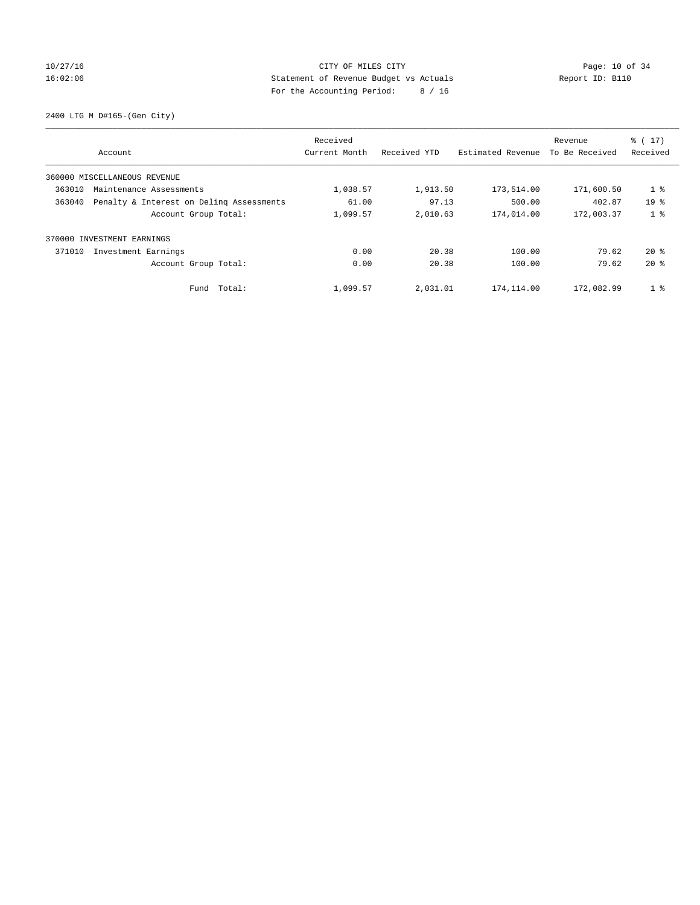CITY OF MILES CITY
Statement of Revenue Budget vs Actuals
For the Accounting Period: 8 / 16

10/27/16
16:02:06

Report ID: B110

2400 LTG M D#165-(Gen City)

| Account | | Received Current Month | Received YTD | Estimated Revenue | Revenue To Be Received | % ( 17) Received |
|---|---|---|---|---|---|---|
| 360000 MISCELLANEOUS REVENUE | | | | | | |
| 363010 | Maintenance Assessments | 1,038.57 | 1,913.50 | 173,514.00 | 171,600.50 | 1 % |
| 363040 | Penalty & Interest on Delinq Assessments | 61.00 | 97.13 | 500.00 | 402.87 | 19 % |
| | Account Group Total: | 1,099.57 | 2,010.63 | 174,014.00 | 172,003.37 | 1 % |
| 370000 INVESTMENT EARNINGS | | | | | | |
| 371010 | Investment Earnings | 0.00 | 20.38 | 100.00 | 79.62 | 20 % |
| | Account Group Total: | 0.00 | 20.38 | 100.00 | 79.62 | 20 % |
| | Fund Total: | 1,099.57 | 2,031.01 | 174,114.00 | 172,082.99 | 1 % |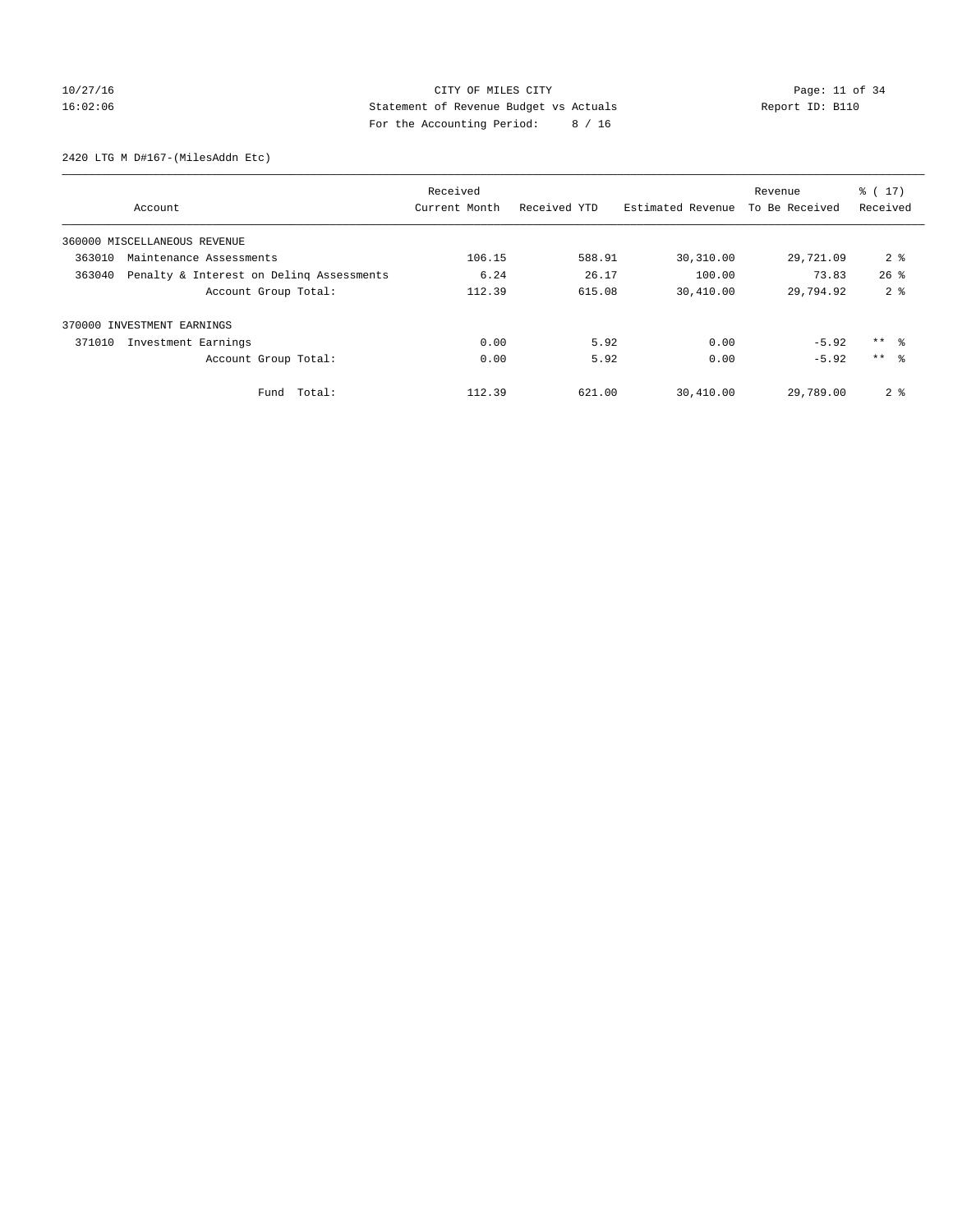CITY OF MILES CITY
Statement of Revenue Budget vs Actuals
For the Accounting Period: 8 / 16

10/27/16
16:02:06

Report ID: B110

2420 LTG M D#167-(MilesAddn Etc)

| Account | Received Current Month | Received YTD | Estimated Revenue | Revenue To Be Received | % ( 17) Received |
|---|---|---|---|---|---|
| 360000 MISCELLANEOUS REVENUE | | | | | |
| 363010 Maintenance Assessments | 106.15 | 588.91 | 30,310.00 | 29,721.09 | 2 % |
| 363040 Penalty & Interest on Delinq Assessments | 6.24 | 26.17 | 100.00 | 73.83 | 26 % |
| Account Group Total: | 112.39 | 615.08 | 30,410.00 | 29,794.92 | 2 % |
| 370000 INVESTMENT EARNINGS | | | | | |
| 371010 Investment Earnings | 0.00 | 5.92 | 0.00 | -5.92 | ** % |
| Account Group Total: | 0.00 | 5.92 | 0.00 | -5.92 | ** % |
| Fund Total: | 112.39 | 621.00 | 30,410.00 | 29,789.00 | 2 % |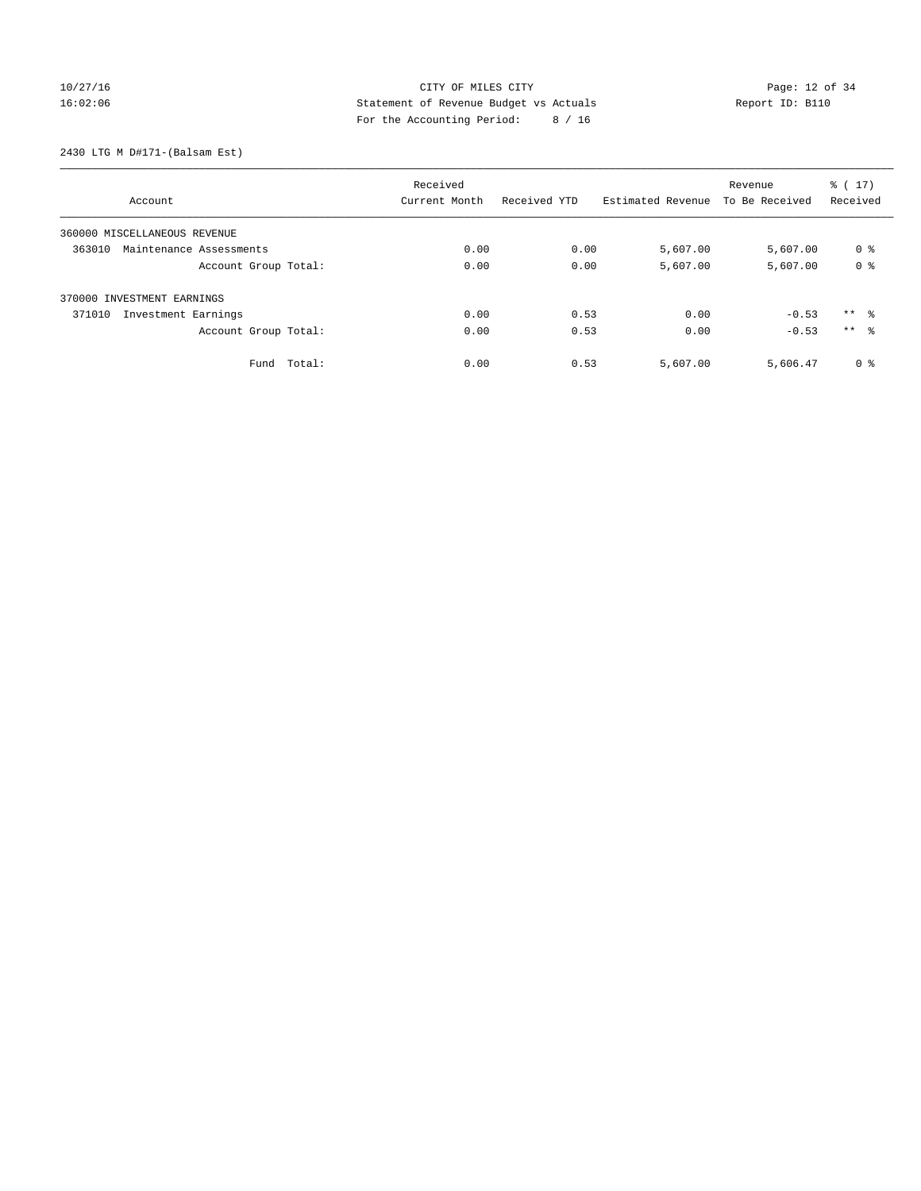CITY OF MILES CITY
Statement of Revenue Budget vs Actuals
For the Accounting Period: 8 / 16

10/27/16
16:02:06

Report ID: B110

2430 LTG M D#171-(Balsam Est)

| Account | Received Current Month | Received YTD | Estimated Revenue | Revenue To Be Received | % ( 17) Received |
|---|---|---|---|---|---|
| 360000 MISCELLANEOUS REVENUE | | | | | |
| 363010 Maintenance Assessments | 0.00 | 0.00 | 5,607.00 | 5,607.00 | 0 % |
| Account Group Total: | 0.00 | 0.00 | 5,607.00 | 5,607.00 | 0 % |
| 370000 INVESTMENT EARNINGS | | | | | |
| 371010 Investment Earnings | 0.00 | 0.53 | 0.00 | -0.53 | ** % |
| Account Group Total: | 0.00 | 0.53 | 0.00 | -0.53 | ** % |
| Fund Total: | 0.00 | 0.53 | 5,607.00 | 5,606.47 | 0 % |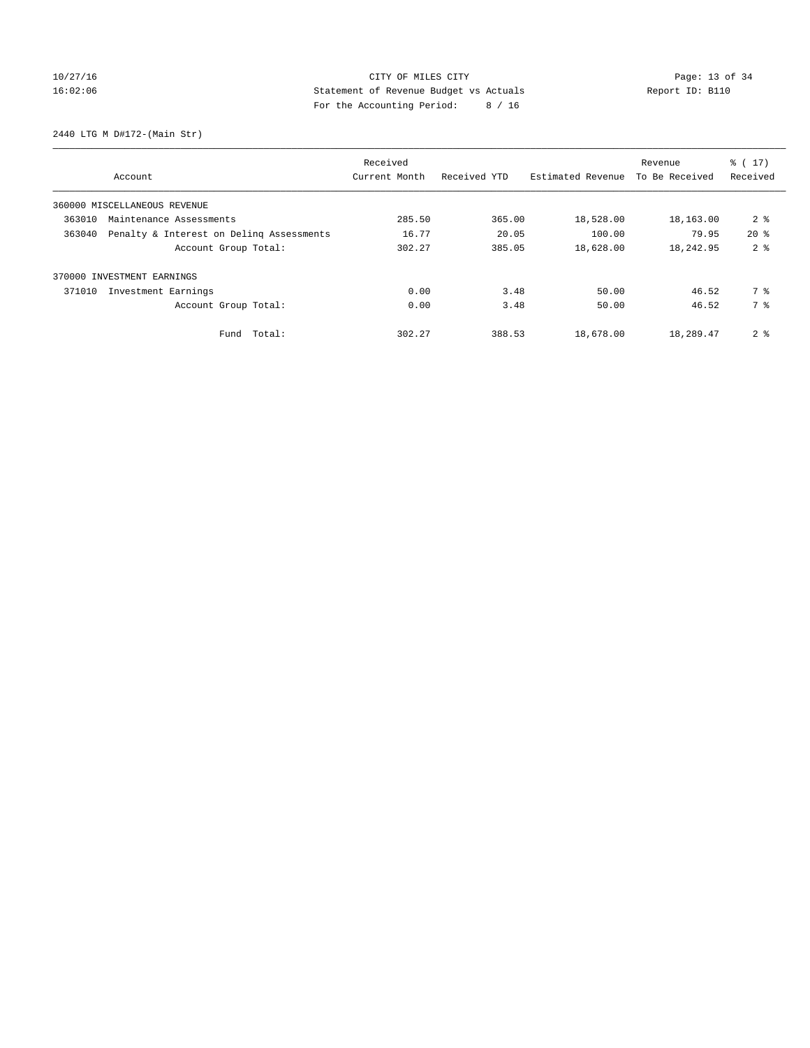CITY OF MILES CITY
Statement of Revenue Budget vs Actuals
For the Accounting Period: 8 / 16

10/27/16
16:02:06

Report ID: B110

2440 LTG M D#172-(Main Str)

| Account | Received Current Month | Received YTD | Estimated Revenue | Revenue To Be Received | % ( 17) Received |
|---|---|---|---|---|---|
| 360000 MISCELLANEOUS REVENUE | | | | | |
| 363010 Maintenance Assessments | 285.50 | 365.00 | 18,528.00 | 18,163.00 | 2 % |
| 363040 Penalty & Interest on Delinq Assessments | 16.77 | 20.05 | 100.00 | 79.95 | 20 % |
| Account Group Total: | 302.27 | 385.05 | 18,628.00 | 18,242.95 | 2 % |
| 370000 INVESTMENT EARNINGS | | | | | |
| 371010 Investment Earnings | 0.00 | 3.48 | 50.00 | 46.52 | 7 % |
| Account Group Total: | 0.00 | 3.48 | 50.00 | 46.52 | 7 % |
| Fund Total: | 302.27 | 388.53 | 18,678.00 | 18,289.47 | 2 % |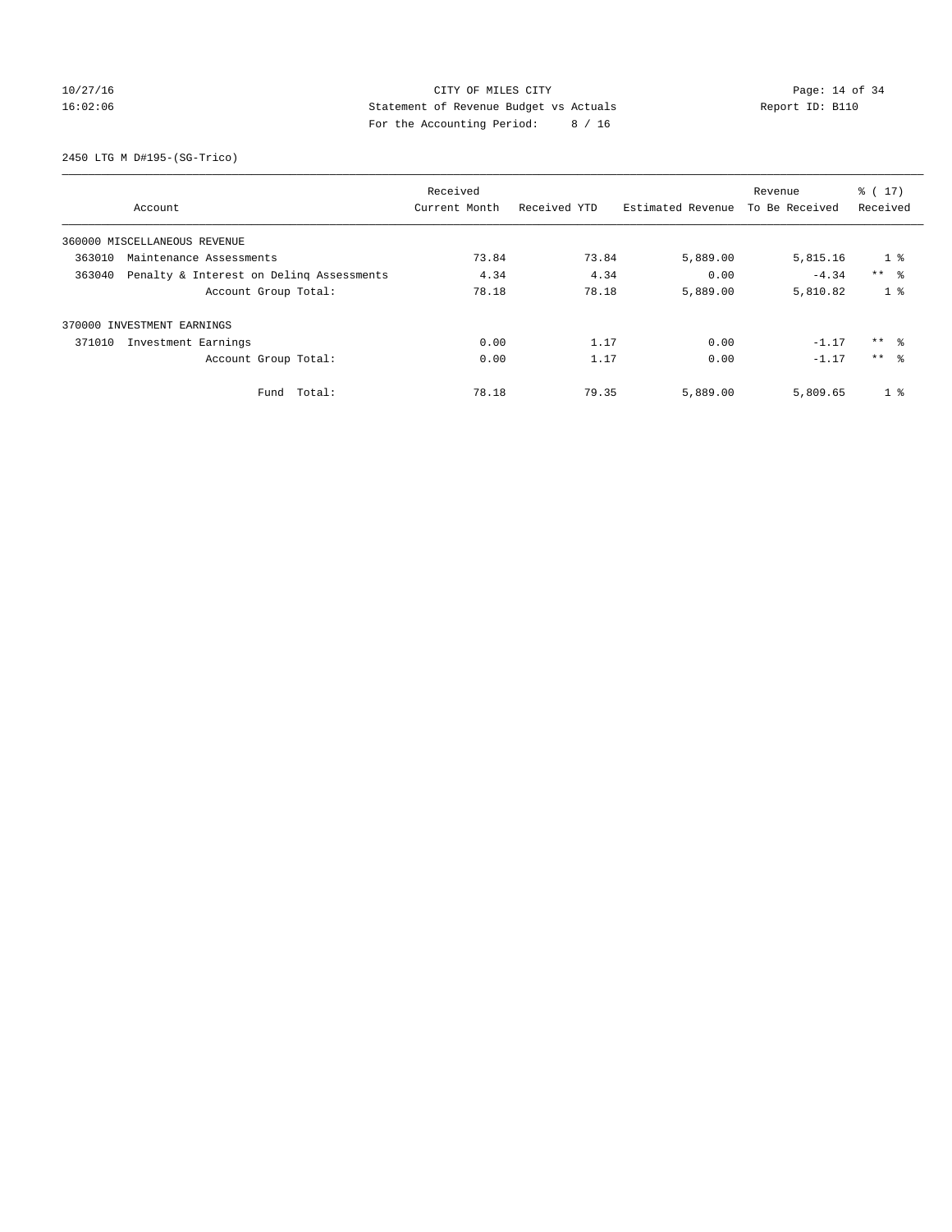CITY OF MILES CITY
Statement of Revenue Budget vs Actuals
For the Accounting Period: 8 / 16

10/27/16 16:02:06 Report ID: B110

2450 LTG M D#195-(SG-Trico)

| Account | Received Current Month | Received YTD | Estimated Revenue | Revenue To Be Received | % ( 17) Received |
|---|---|---|---|---|---|
| 360000 MISCELLANEOUS REVENUE | | | | | |
| 363010 Maintenance Assessments | 73.84 | 73.84 | 5,889.00 | 5,815.16 | 1 % |
| 363040 Penalty & Interest on Delinq Assessments | 4.34 | 4.34 | 0.00 | -4.34 | ** % |
| Account Group Total: | 78.18 | 78.18 | 5,889.00 | 5,810.82 | 1 % |
| 370000 INVESTMENT EARNINGS | | | | | |
| 371010 Investment Earnings | 0.00 | 1.17 | 0.00 | -1.17 | ** % |
| Account Group Total: | 0.00 | 1.17 | 0.00 | -1.17 | ** % |
| Fund Total: | 78.18 | 79.35 | 5,889.00 | 5,809.65 | 1 % |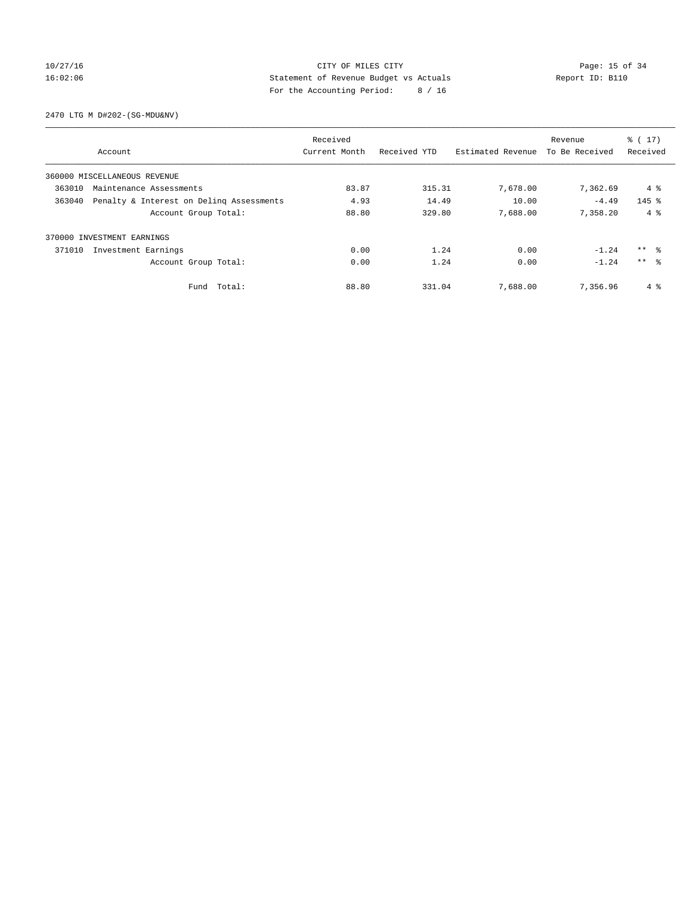CITY OF MILES CITY
Statement of Revenue Budget vs Actuals
For the Accounting Period: 8 / 16

10/27/16
16:02:06

Report ID: B110

2470 LTG M D#202-(SG-MDU&NV)

| Account | Received Current Month | Received YTD | Estimated Revenue | Revenue To Be Received | % ( 17) Received |
|---|---|---|---|---|---|
| 360000 MISCELLANEOUS REVENUE | | | | | |
| 363010 Maintenance Assessments | 83.87 | 315.31 | 7,678.00 | 7,362.69 | 4 % |
| 363040 Penalty & Interest on Delinq Assessments | 4.93 | 14.49 | 10.00 | -4.49 | 145 % |
| Account Group Total: | 88.80 | 329.80 | 7,688.00 | 7,358.20 | 4 % |
| 370000 INVESTMENT EARNINGS | | | | | |
| 371010 Investment Earnings | 0.00 | 1.24 | 0.00 | -1.24 | ** % |
| Account Group Total: | 0.00 | 1.24 | 0.00 | -1.24 | ** % |
| Fund Total: | 88.80 | 331.04 | 7,688.00 | 7,356.96 | 4 % |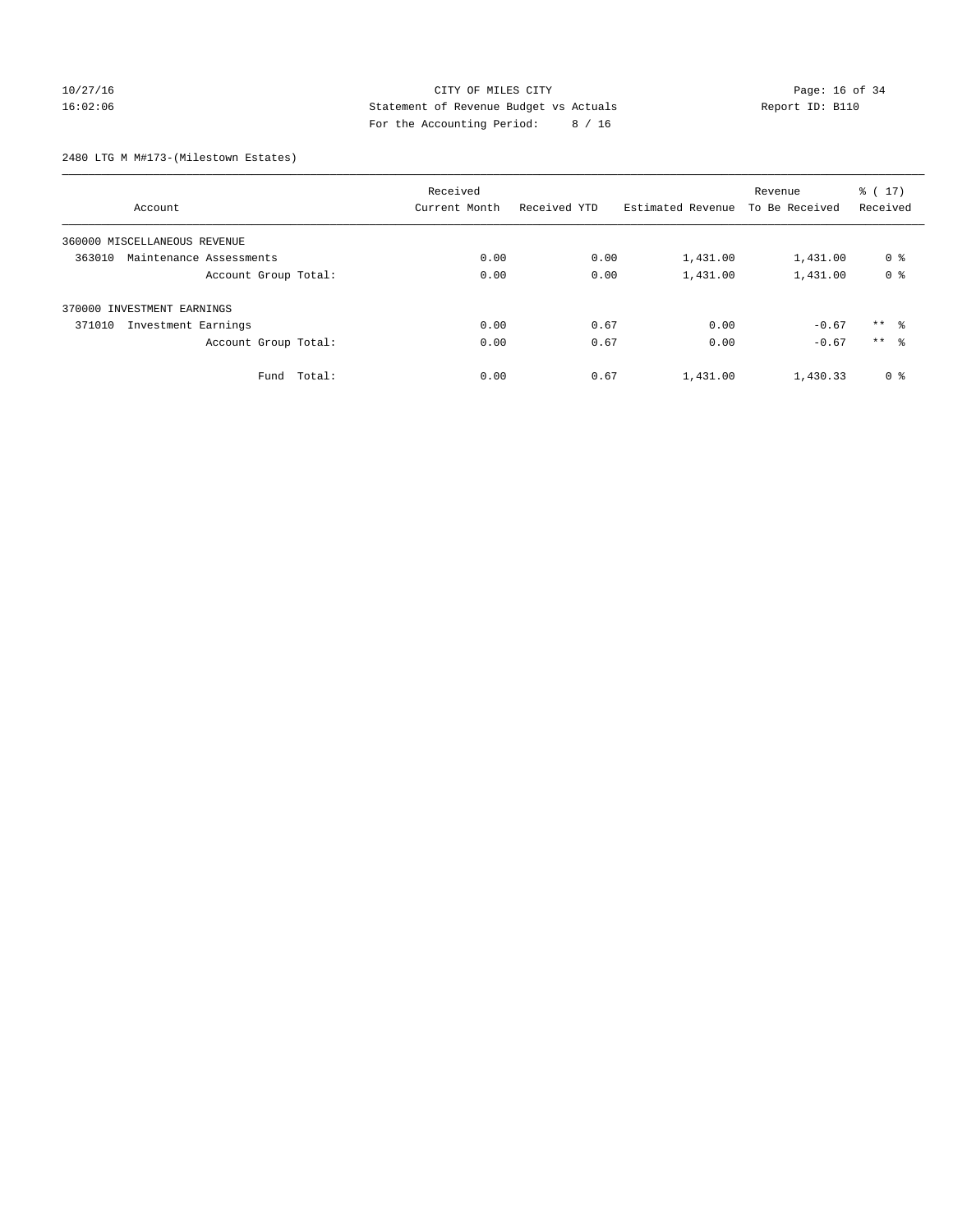CITY OF MILES CITY
Statement of Revenue Budget vs Actuals
For the Accounting Period: 8 / 16

10/27/16
16:02:06

Report ID: B110

2480 LTG M M#173-(Milestown Estates)

| Account | Received Current Month | Received YTD | Estimated Revenue | Revenue To Be Received | % ( 17) Received |
|---|---|---|---|---|---|
| 360000 MISCELLANEOUS REVENUE | | | | | |
| 363010 Maintenance Assessments | 0.00 | 0.00 | 1,431.00 | 1,431.00 | 0 % |
| Account Group Total: | 0.00 | 0.00 | 1,431.00 | 1,431.00 | 0 % |
| 370000 INVESTMENT EARNINGS | | | | | |
| 371010 Investment Earnings | 0.00 | 0.67 | 0.00 | -0.67 | ** % |
| Account Group Total: | 0.00 | 0.67 | 0.00 | -0.67 | ** % |
| Fund Total: | 0.00 | 0.67 | 1,431.00 | 1,430.33 | 0 % |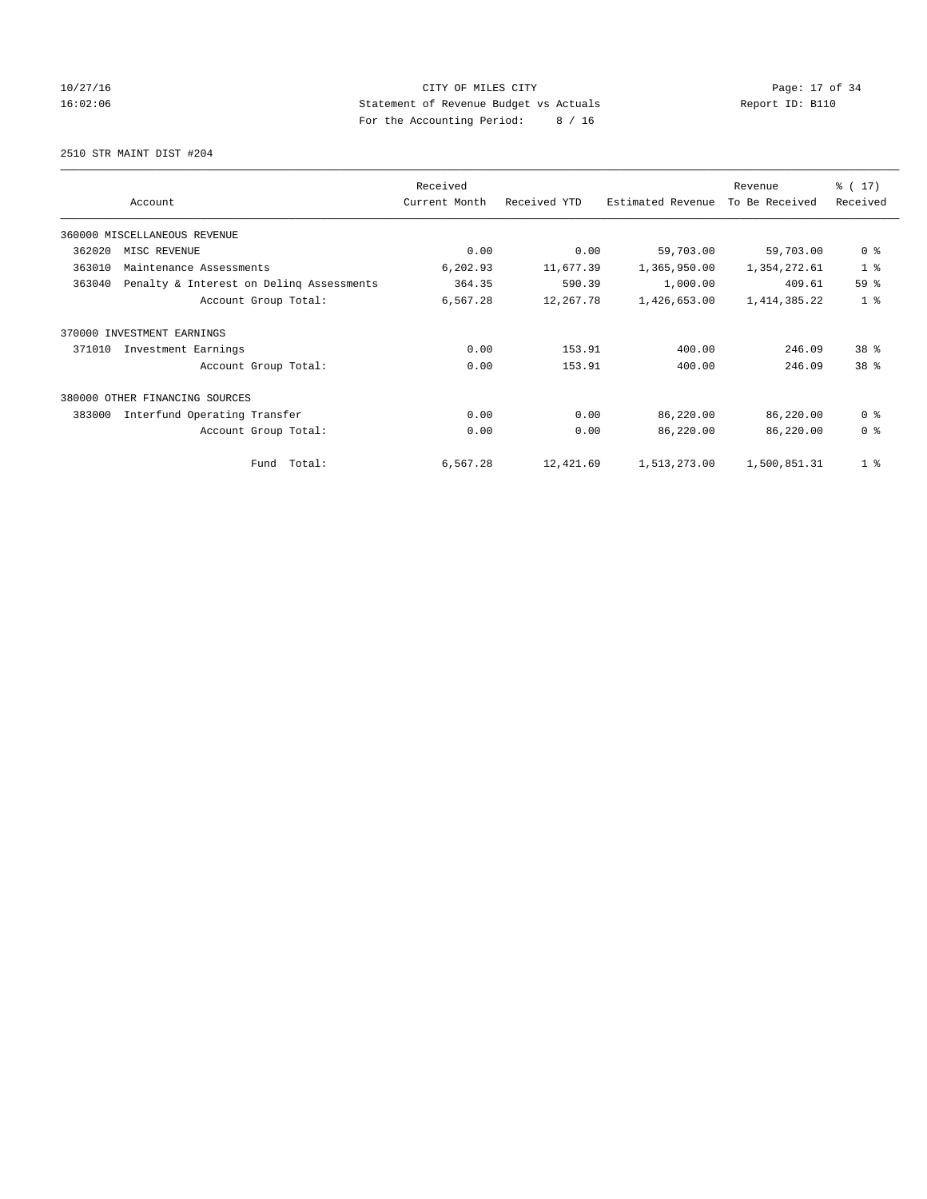10/27/16 CITY OF MILES CITY
16:02:06 Statement of Revenue Budget vs Actuals Report ID: B110
For the Accounting Period: 8 / 16

2510 STR MAINT DIST #204

| Account | | Received Current Month | Received YTD | Estimated Revenue | Revenue To Be Received | % ( 17) Received |
|---|---|---|---|---|---|---|
| 360000 MISCELLANEOUS REVENUE | | | | | | |
| 362020 | MISC REVENUE | 0.00 | 0.00 | 59,703.00 | 59,703.00 | 0 % |
| 363010 | Maintenance Assessments | 6,202.93 | 11,677.39 | 1,365,950.00 | 1,354,272.61 | 1 % |
| 363040 | Penalty & Interest on Delinq Assessments | 364.35 | 590.39 | 1,000.00 | 409.61 | 59 % |
| | Account Group Total: | 6,567.28 | 12,267.78 | 1,426,653.00 | 1,414,385.22 | 1 % |
| 370000 INVESTMENT EARNINGS | | | | | | |
| 371010 | Investment Earnings | 0.00 | 153.91 | 400.00 | 246.09 | 38 % |
| | Account Group Total: | 0.00 | 153.91 | 400.00 | 246.09 | 38 % |
| 380000 OTHER FINANCING SOURCES | | | | | | |
| 383000 | Interfund Operating Transfer | 0.00 | 0.00 | 86,220.00 | 86,220.00 | 0 % |
| | Account Group Total: | 0.00 | 0.00 | 86,220.00 | 86,220.00 | 0 % |
| | Fund Total: | 6,567.28 | 12,421.69 | 1,513,273.00 | 1,500,851.31 | 1 % |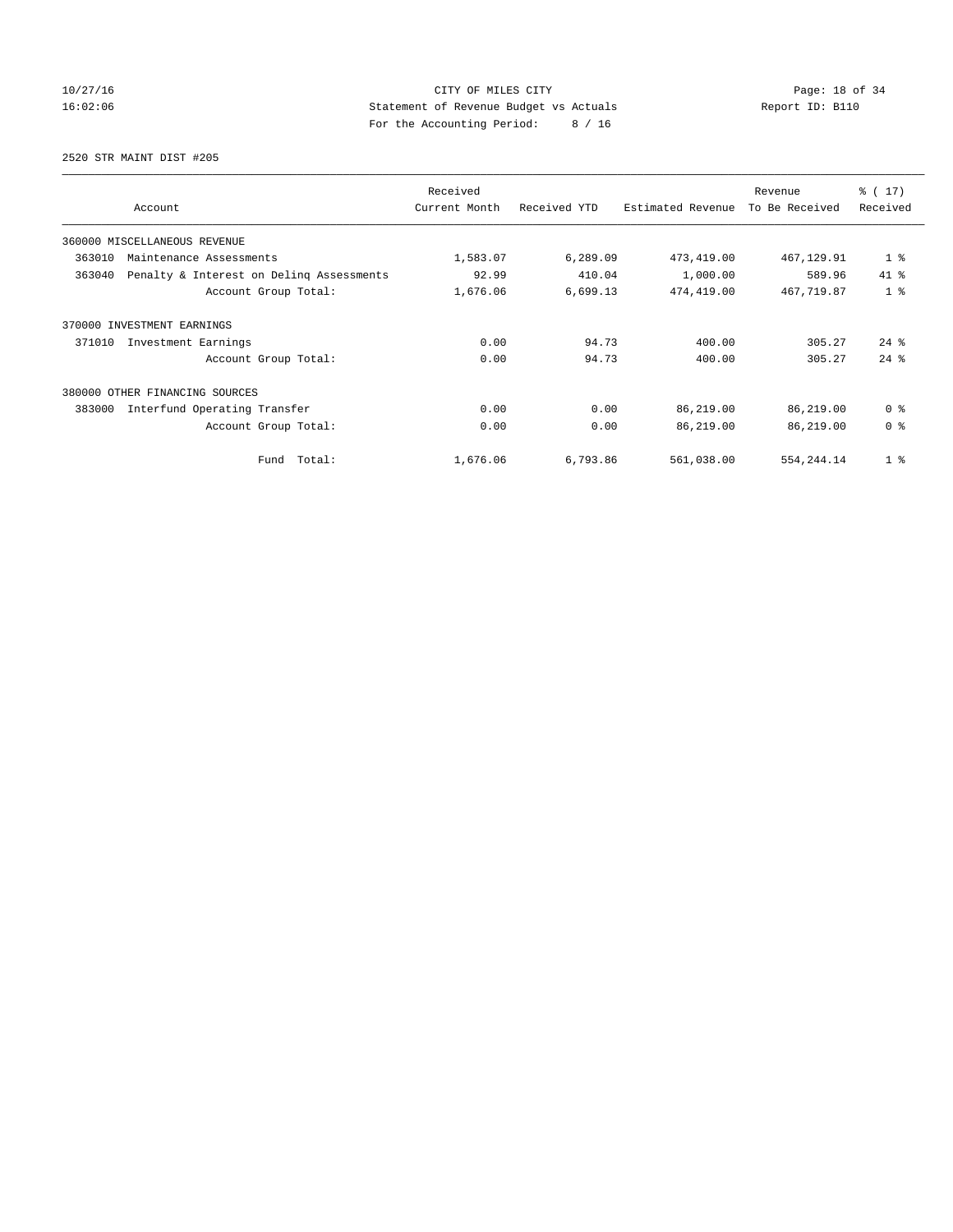CITY OF MILES CITY
Statement of Revenue Budget vs Actuals
For the Accounting Period: 8 / 16

10/27/16
16:02:06

Report ID: B110

2520 STR MAINT DIST #205

| Account | Received Current Month | Received YTD | Estimated Revenue | Revenue To Be Received | % ( 17) Received |
|---|---|---|---|---|---|
| 360000 MISCELLANEOUS REVENUE | | | | | |
| 363010 Maintenance Assessments | 1,583.07 | 6,289.09 | 473,419.00 | 467,129.91 | 1 % |
| 363040 Penalty & Interest on Delinq Assessments | 92.99 | 410.04 | 1,000.00 | 589.96 | 41 % |
| Account Group Total: | 1,676.06 | 6,699.13 | 474,419.00 | 467,719.87 | 1 % |
| 370000 INVESTMENT EARNINGS | | | | | |
| 371010 Investment Earnings | 0.00 | 94.73 | 400.00 | 305.27 | 24 % |
| Account Group Total: | 0.00 | 94.73 | 400.00 | 305.27 | 24 % |
| 380000 OTHER FINANCING SOURCES | | | | | |
| 383000 Interfund Operating Transfer | 0.00 | 0.00 | 86,219.00 | 86,219.00 | 0 % |
| Account Group Total: | 0.00 | 0.00 | 86,219.00 | 86,219.00 | 0 % |
| Fund Total: | 1,676.06 | 6,793.86 | 561,038.00 | 554,244.14 | 1 % |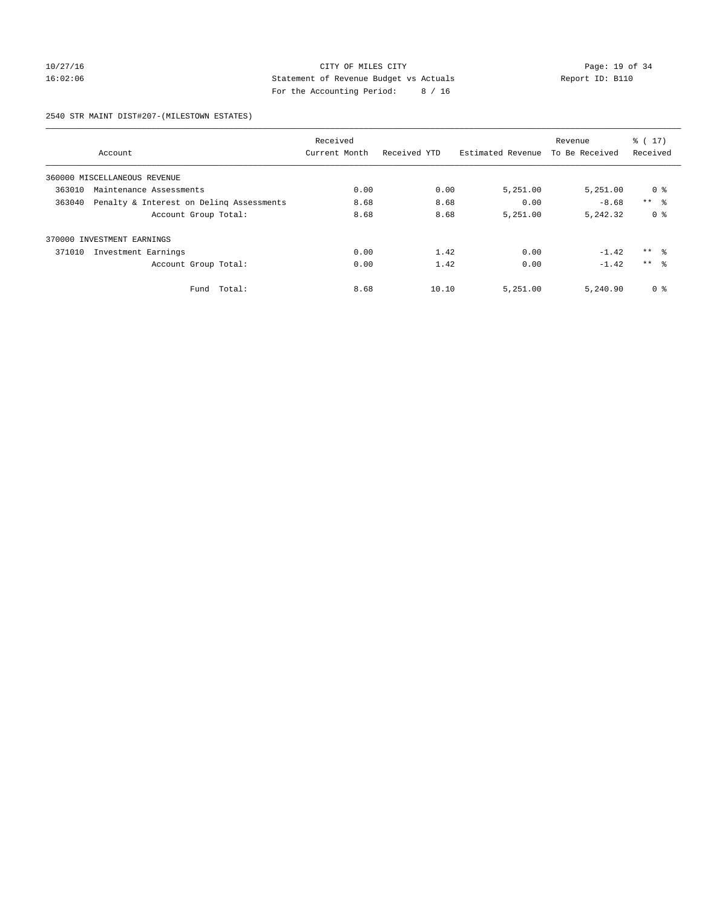2540 STR MAINT DIST#207-(MILESTOWN ESTATES)

| Account | Received Current Month | Received YTD | Estimated Revenue | Revenue To Be Received | % ( 17) Received |
|---|---|---|---|---|---|
| 360000 MISCELLANEOUS REVENUE | | | | | |
| 363010 Maintenance Assessments | 0.00 | 0.00 | 5,251.00 | 5,251.00 | 0 % |
| 363040 Penalty & Interest on Delinq Assessments | 8.68 | 8.68 | 0.00 | -8.68 | ** % |
| Account Group Total: | 8.68 | 8.68 | 5,251.00 | 5,242.32 | 0 % |
| 370000 INVESTMENT EARNINGS | | | | | |
| 371010 Investment Earnings | 0.00 | 1.42 | 0.00 | -1.42 | ** % |
| Account Group Total: | 0.00 | 1.42 | 0.00 | -1.42 | ** % |
| Fund Total: | 8.68 | 10.10 | 5,251.00 | 5,240.90 | 0 % |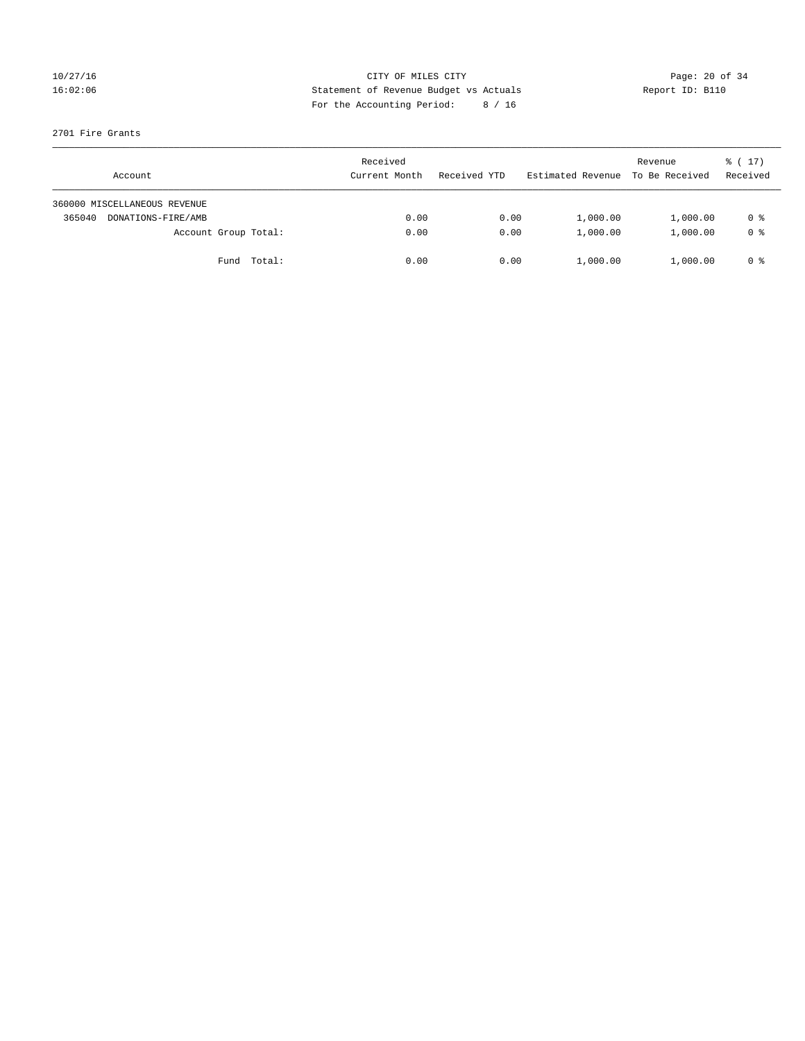CITY OF MILES CITY
Statement of Revenue Budget vs Actuals
For the Accounting Period: 8 / 16

10/27/16
16:02:06

Report ID: B110

2701 Fire Grants

| Account | Received Current Month | Received YTD | Estimated Revenue | Revenue To Be Received | % ( 17) Received |
|---|---|---|---|---|---|
| 360000 MISCELLANEOUS REVENUE | | | | | |
| 365040 DONATIONS-FIRE/AMB | 0.00 | 0.00 | 1,000.00 | 1,000.00 | 0 % |
| Account Group Total: | 0.00 | 0.00 | 1,000.00 | 1,000.00 | 0 % |
| Fund Total: | 0.00 | 0.00 | 1,000.00 | 1,000.00 | 0 % |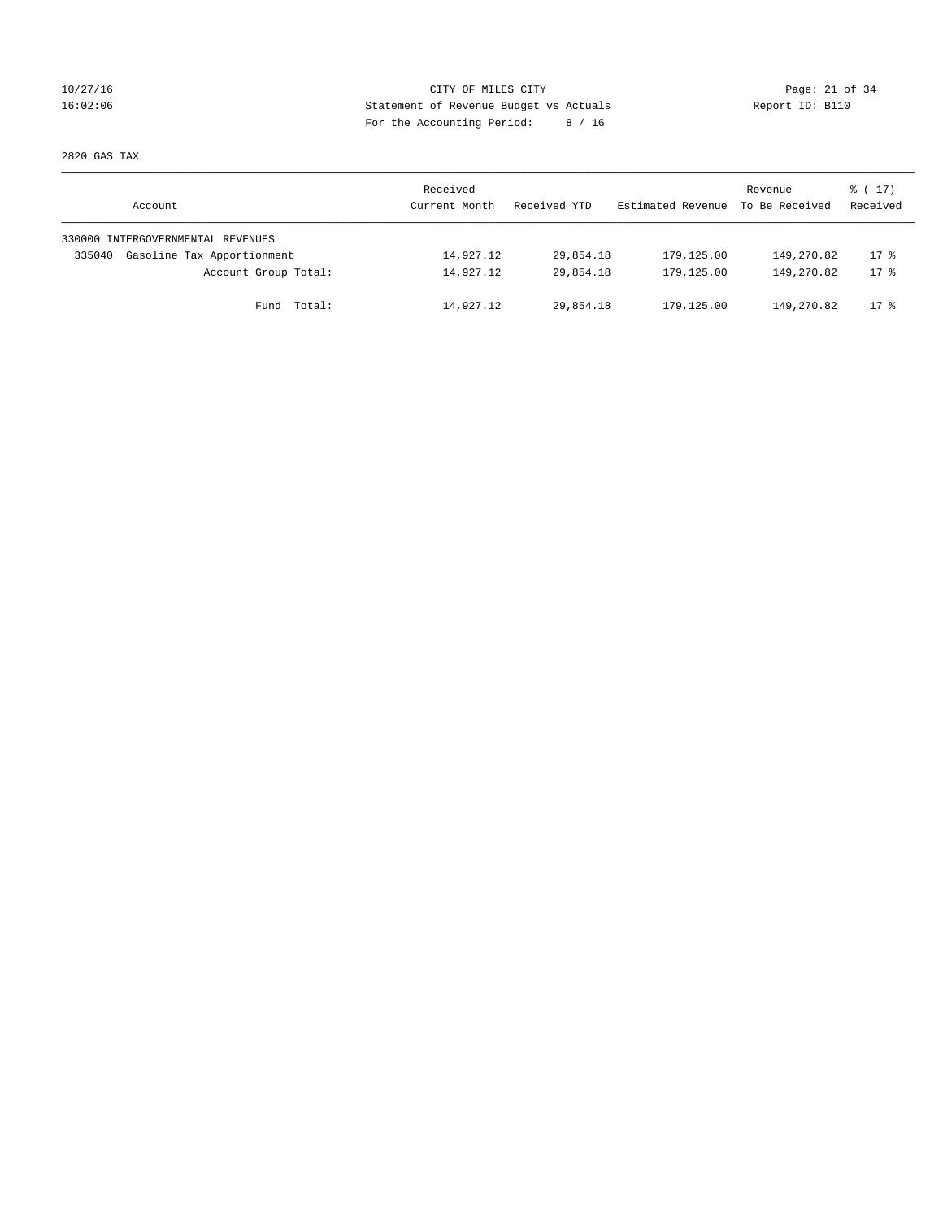CITY OF MILES CITY
Statement of Revenue Budget vs Actuals
For the Accounting Period: 8 / 16

2820 GAS TAX

| Account | Received Current Month | Received YTD | Estimated Revenue | Revenue To Be Received | % ( 17) Received |
|---|---|---|---|---|---|
| 330000 INTERGOVERNMENTAL REVENUES | | | | | |
| 335040 Gasoline Tax Apportionment | 14,927.12 | 29,854.18 | 179,125.00 | 149,270.82 | 17 % |
| Account Group Total: | 14,927.12 | 29,854.18 | 179,125.00 | 149,270.82 | 17 % |
| Fund Total: | 14,927.12 | 29,854.18 | 179,125.00 | 149,270.82 | 17 % |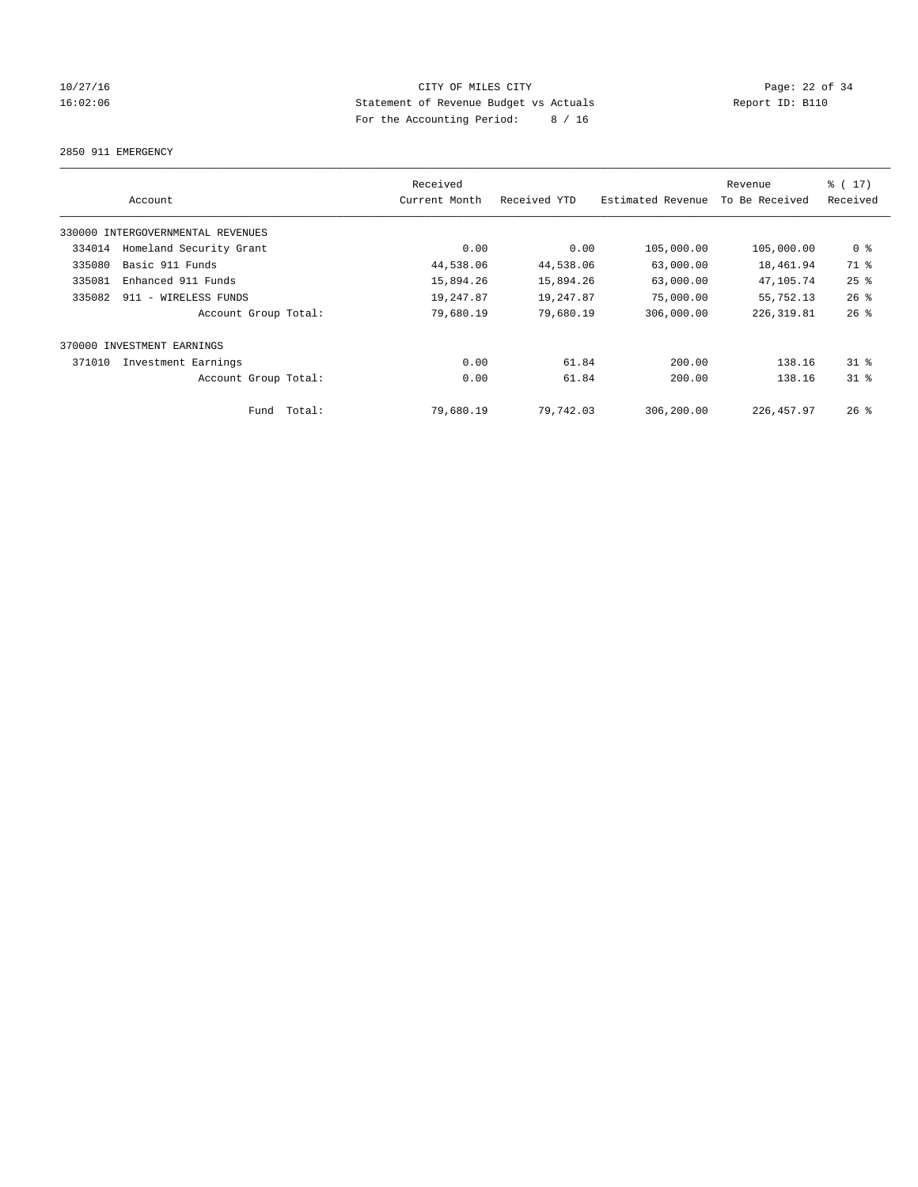CITY OF MILES CITY
Statement of Revenue Budget vs Actuals
For the Accounting Period: 8 / 16

10/27/16
16:02:06

Report ID: B110

2850 911 EMERGENCY

| Account | | Received Current Month | Received YTD | Estimated Revenue | Revenue To Be Received | % ( 17) Received |
|---|---|---|---|---|---|---|
| 330000 INTERGOVERNMENTAL REVENUES | | | | | | |
| 334014 | Homeland Security Grant | 0.00 | 0.00 | 105,000.00 | 105,000.00 | 0 % |
| 335080 | Basic 911 Funds | 44,538.06 | 44,538.06 | 63,000.00 | 18,461.94 | 71 % |
| 335081 | Enhanced 911 Funds | 15,894.26 | 15,894.26 | 63,000.00 | 47,105.74 | 25 % |
| 335082 | 911 - WIRELESS FUNDS | 19,247.87 | 19,247.87 | 75,000.00 | 55,752.13 | 26 % |
| | Account Group Total: | 79,680.19 | 79,680.19 | 306,000.00 | 226,319.81 | 26 % |
| 370000 INVESTMENT EARNINGS | | | | | | |
| 371010 | Investment Earnings | 0.00 | 61.84 | 200.00 | 138.16 | 31 % |
| | Account Group Total: | 0.00 | 61.84 | 200.00 | 138.16 | 31 % |
| | Fund Total: | 79,680.19 | 79,742.03 | 306,200.00 | 226,457.97 | 26 % |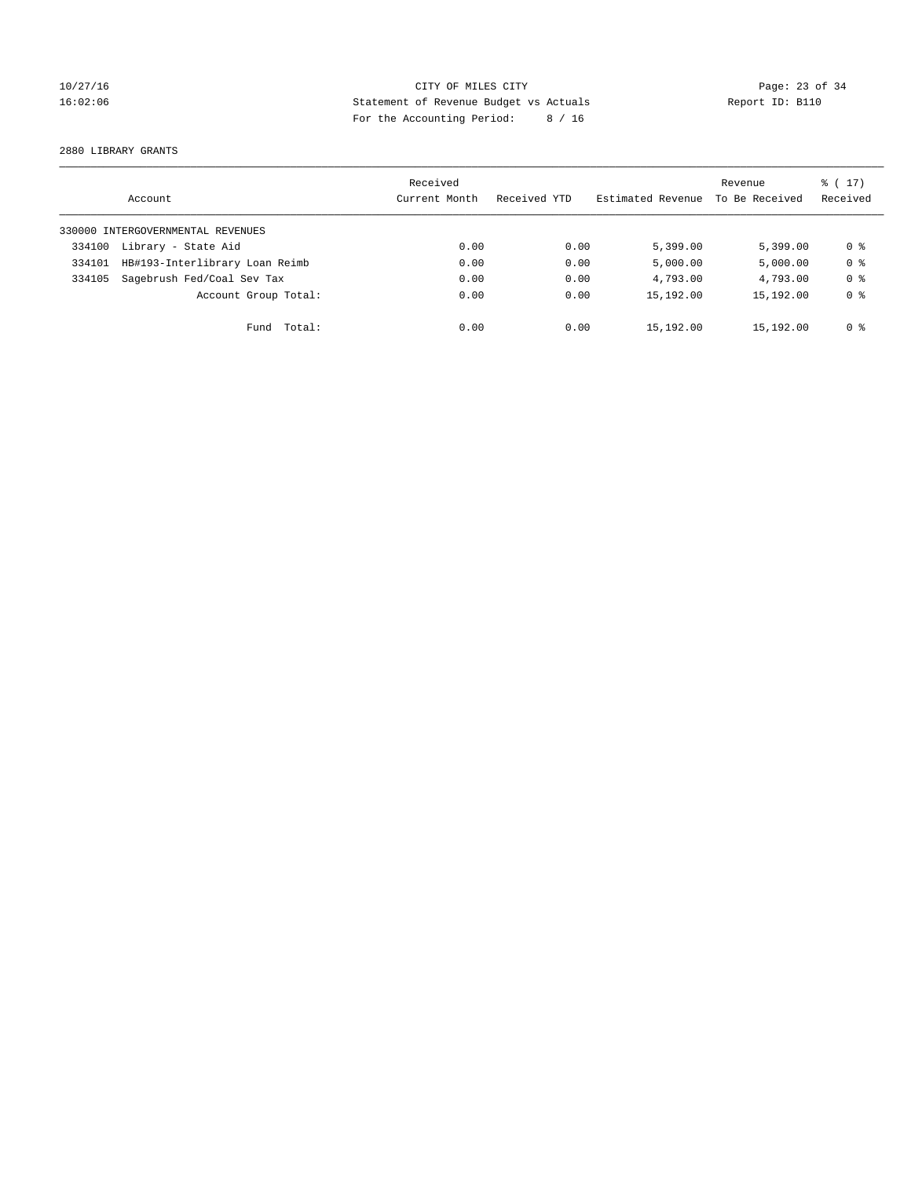CITY OF MILES CITY
Statement of Revenue Budget vs Actuals
For the Accounting Period: 8 / 16

10/27/16
16:02:06

Report ID: B110

2880 LIBRARY GRANTS

| Account | Received Current Month | Received YTD | Estimated Revenue | Revenue To Be Received | % ( 17) Received |
|---|---|---|---|---|---|
| 330000 INTERGOVERNMENTAL REVENUES | | | | | |
| 334100 Library - State Aid | 0.00 | 0.00 | 5,399.00 | 5,399.00 | 0 % |
| 334101 HB#193-Interlibrary Loan Reimb | 0.00 | 0.00 | 5,000.00 | 5,000.00 | 0 % |
| 334105 Sagebrush Fed/Coal Sev Tax | 0.00 | 0.00 | 4,793.00 | 4,793.00 | 0 % |
| Account Group Total: | 0.00 | 0.00 | 15,192.00 | 15,192.00 | 0 % |
| Fund Total: | 0.00 | 0.00 | 15,192.00 | 15,192.00 | 0 % |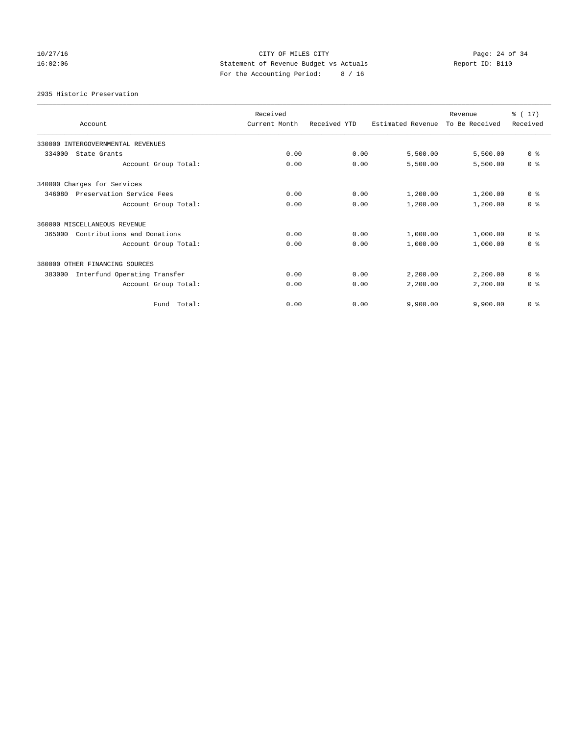10/27/16 CITY OF MILES CITY

16:02:06 Statement of Revenue Budget vs Actuals Report ID: B110

For the Accounting Period: 8 / 16

2935 Historic Preservation

| Account | Received Current Month | Received YTD | Estimated Revenue | Revenue To Be Received | % ( 17) Received |
|---|---|---|---|---|---|
| 330000 INTERGOVERNMENTAL REVENUES | | | | | |
| 334000 State Grants | 0.00 | 0.00 | 5,500.00 | 5,500.00 | 0 % |
| Account Group Total: | 0.00 | 0.00 | 5,500.00 | 5,500.00 | 0 % |
| 340000 Charges for Services | | | | | |
| 346080 Preservation Service Fees | 0.00 | 0.00 | 1,200.00 | 1,200.00 | 0 % |
| Account Group Total: | 0.00 | 0.00 | 1,200.00 | 1,200.00 | 0 % |
| 360000 MISCELLANEOUS REVENUE | | | | | |
| 365000 Contributions and Donations | 0.00 | 0.00 | 1,000.00 | 1,000.00 | 0 % |
| Account Group Total: | 0.00 | 0.00 | 1,000.00 | 1,000.00 | 0 % |
| 380000 OTHER FINANCING SOURCES | | | | | |
| 383000 Interfund Operating Transfer | 0.00 | 0.00 | 2,200.00 | 2,200.00 | 0 % |
| Account Group Total: | 0.00 | 0.00 | 2,200.00 | 2,200.00 | 0 % |
| Fund Total: | 0.00 | 0.00 | 9,900.00 | 9,900.00 | 0 % |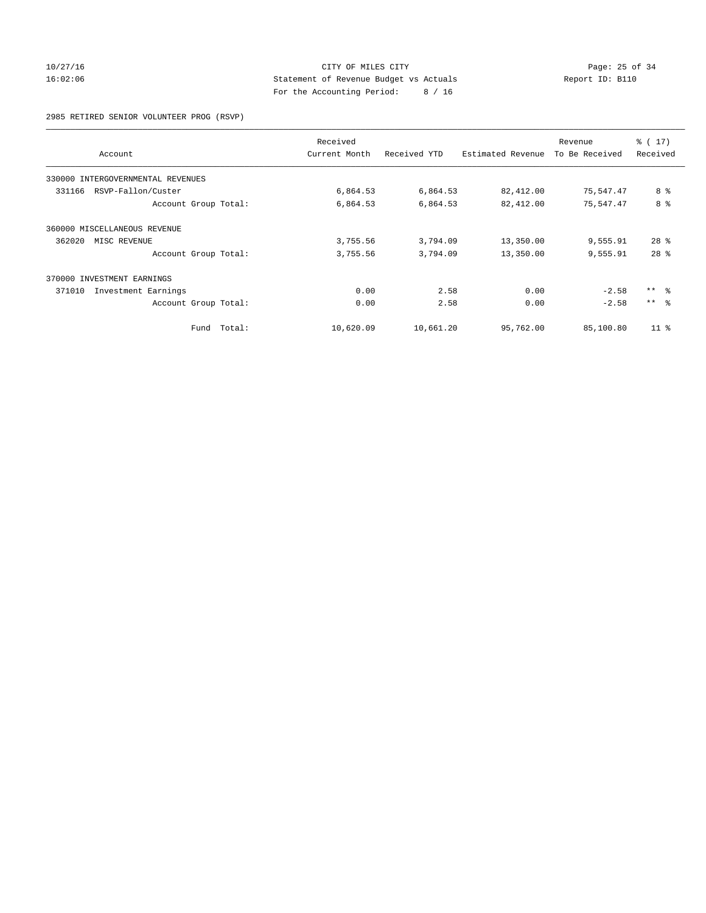CITY OF MILES CITY
Statement of Revenue Budget vs Actuals
For the Accounting Period: 8 / 16

10/27/16
16:02:06

Report ID: B110

2985 RETIRED SENIOR VOLUNTEER PROG (RSVP)

| Account | Received Current Month | Received YTD | Estimated Revenue | Revenue To Be Received | % ( 17) Received |
|---|---|---|---|---|---|
| 330000 INTERGOVERNMENTAL REVENUES | | | | | |
| 331166 RSVP-Fallon/Custer | 6,864.53 | 6,864.53 | 82,412.00 | 75,547.47 | 8 % |
| Account Group Total: | 6,864.53 | 6,864.53 | 82,412.00 | 75,547.47 | 8 % |
| 360000 MISCELLANEOUS REVENUE | | | | | |
| 362020 MISC REVENUE | 3,755.56 | 3,794.09 | 13,350.00 | 9,555.91 | 28 % |
| Account Group Total: | 3,755.56 | 3,794.09 | 13,350.00 | 9,555.91 | 28 % |
| 370000 INVESTMENT EARNINGS | | | | | |
| 371010 Investment Earnings | 0.00 | 2.58 | 0.00 | -2.58 | ** % |
| Account Group Total: | 0.00 | 2.58 | 0.00 | -2.58 | ** % |
| Fund Total: | 10,620.09 | 10,661.20 | 95,762.00 | 85,100.80 | 11 % |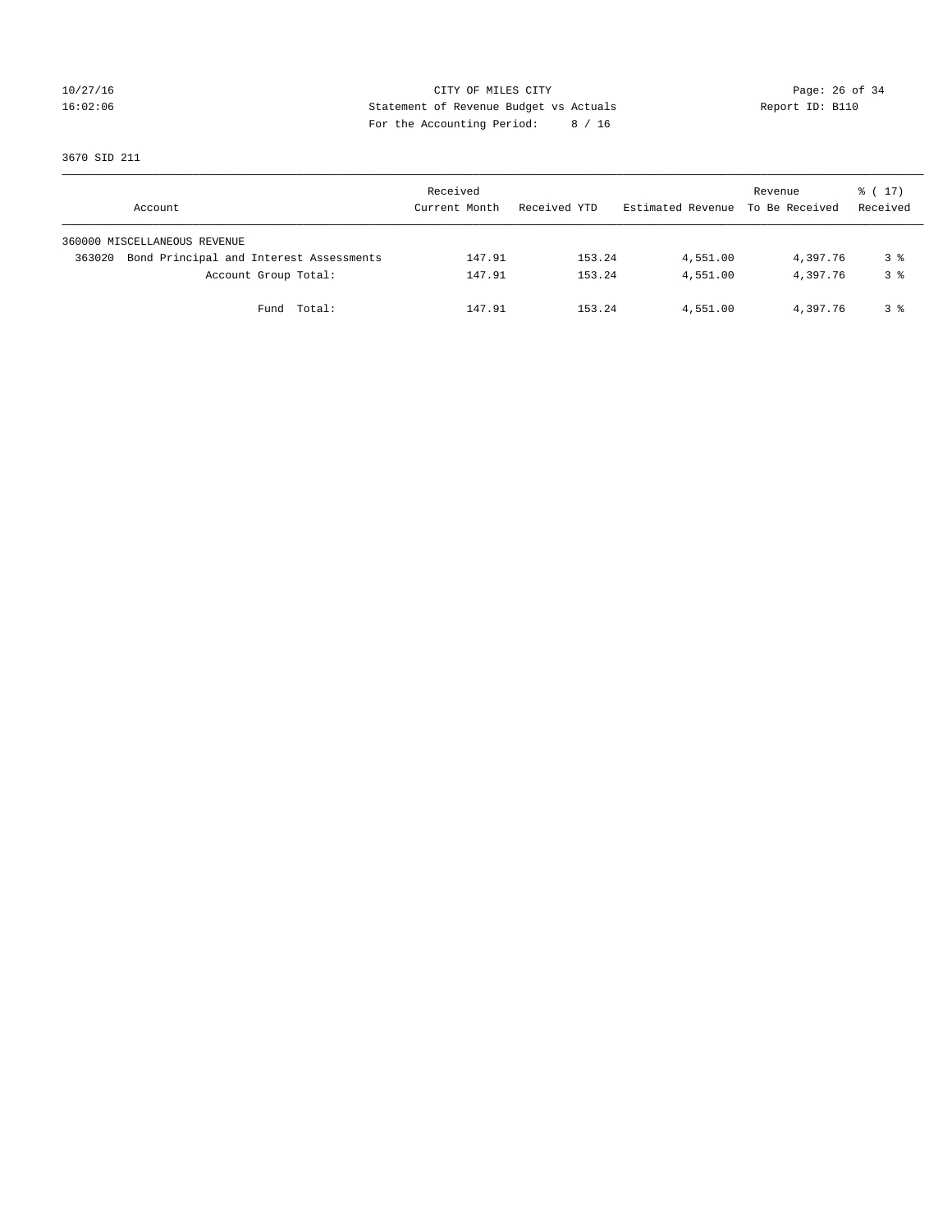CITY OF MILES CITY
Statement of Revenue Budget vs Actuals
For the Accounting Period: 8 / 16

10/27/16
16:02:06

Report ID: B110

3670 SID 211

| Account | Received Current Month | Received YTD | Estimated Revenue | Revenue To Be Received | % ( 17) Received |
|---|---|---|---|---|---|
| 360000 MISCELLANEOUS REVENUE | | | | | |
| 363020 Bond Principal and Interest Assessments | 147.91 | 153.24 | 4,551.00 | 4,397.76 | 3 % |
| Account Group Total: | 147.91 | 153.24 | 4,551.00 | 4,397.76 | 3 % |
| Fund Total: | 147.91 | 153.24 | 4,551.00 | 4,397.76 | 3 % |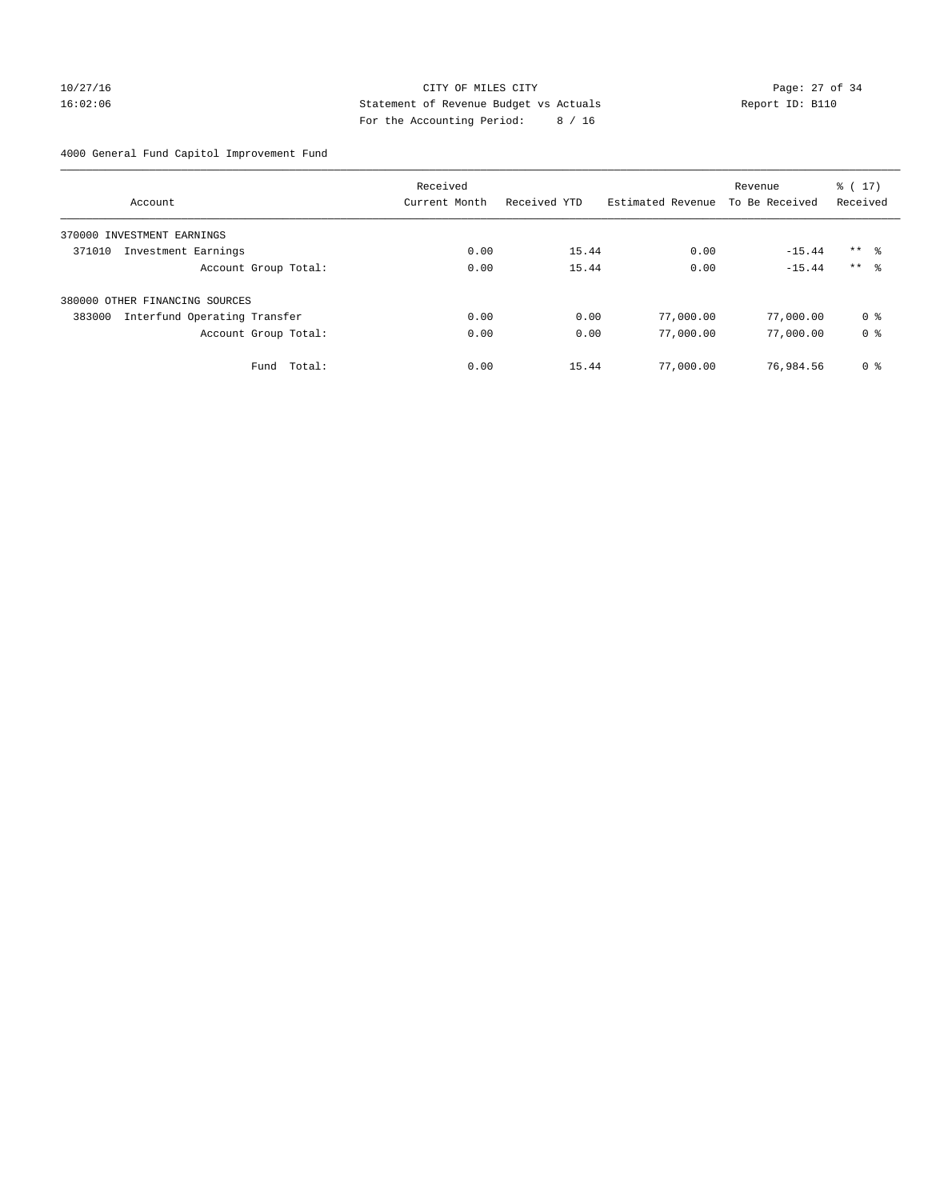CITY OF MILES CITY
Statement of Revenue Budget vs Actuals
For the Accounting Period: 8 / 16

10/27/16
16:02:06

Report ID: B110

4000 General Fund Capitol Improvement Fund

| Account | Received Current Month | Received YTD | Estimated Revenue | Revenue To Be Received | % ( 17) Received |
|---|---|---|---|---|---|
| 370000 INVESTMENT EARNINGS | | | | | |
| 371010 Investment Earnings | 0.00 | 15.44 | 0.00 | -15.44 | ** % |
| Account Group Total: | 0.00 | 15.44 | 0.00 | -15.44 | ** % |
| 380000 OTHER FINANCING SOURCES | | | | | |
| 383000 Interfund Operating Transfer | 0.00 | 0.00 | 77,000.00 | 77,000.00 | 0 % |
| Account Group Total: | 0.00 | 0.00 | 77,000.00 | 77,000.00 | 0 % |
| Fund Total: | 0.00 | 15.44 | 77,000.00 | 76,984.56 | 0 % |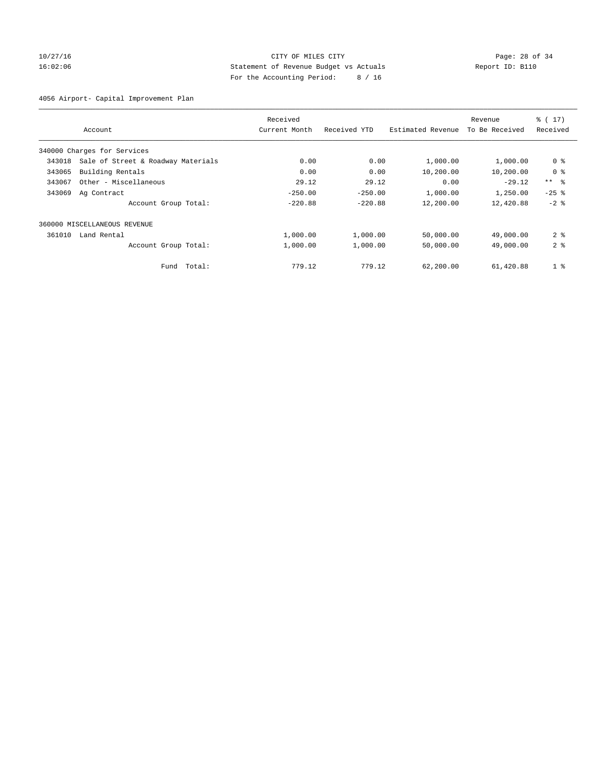CITY OF MILES CITY
Statement of Revenue Budget vs Actuals
For the Accounting Period: 8 / 16

10/27/16
16:02:06

Report ID: B110

4056 Airport- Capital Improvement Plan

| Account | | Received Current Month | Received YTD | Estimated Revenue | Revenue To Be Received | % ( 17) Received |
|---|---|---|---|---|---|---|
| 340000 Charges for Services | | | | | | |
| 343018 | Sale of Street & Roadway Materials | 0.00 | 0.00 | 1,000.00 | 1,000.00 | 0 % |
| 343065 | Building Rentals | 0.00 | 0.00 | 10,200.00 | 10,200.00 | 0 % |
| 343067 | Other - Miscellaneous | 29.12 | 29.12 | 0.00 | -29.12 | ** % |
| 343069 | Ag Contract | -250.00 | -250.00 | 1,000.00 | 1,250.00 | -25 % |
| | Account Group Total: | -220.88 | -220.88 | 12,200.00 | 12,420.88 | -2 % |
| 360000 MISCELLANEOUS REVENUE | | | | | | |
| 361010 | Land Rental | 1,000.00 | 1,000.00 | 50,000.00 | 49,000.00 | 2 % |
| | Account Group Total: | 1,000.00 | 1,000.00 | 50,000.00 | 49,000.00 | 2 % |
| | Fund Total: | 779.12 | 779.12 | 62,200.00 | 61,420.88 | 1 % |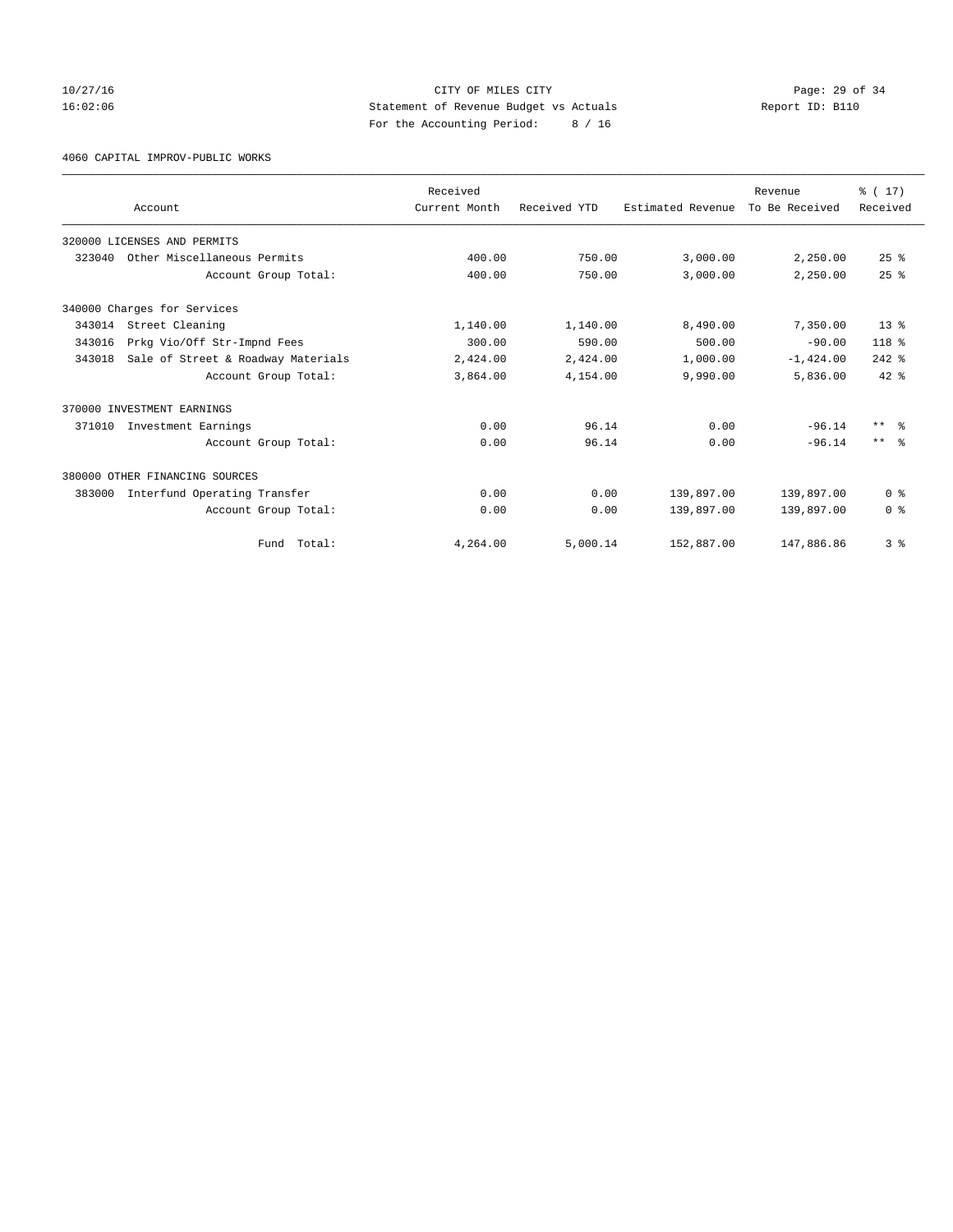CITY OF MILES CITY
Statement of Revenue Budget vs Actuals
For the Accounting Period: 8 / 16

10/27/16
16:02:06

Report ID: B110

4060 CAPITAL IMPROV-PUBLIC WORKS

| Account | Received Current Month | Received YTD | Estimated Revenue | Revenue To Be Received | % ( 17) Received |
|---|---|---|---|---|---|
| 320000 LICENSES AND PERMITS | | | | | |
| 323040 Other Miscellaneous Permits | 400.00 | 750.00 | 3,000.00 | 2,250.00 | 25 % |
| Account Group Total: | 400.00 | 750.00 | 3,000.00 | 2,250.00 | 25 % |
| 340000 Charges for Services | | | | | |
| 343014 Street Cleaning | 1,140.00 | 1,140.00 | 8,490.00 | 7,350.00 | 13 % |
| 343016 Prkg Vio/Off Str-Impnd Fees | 300.00 | 590.00 | 500.00 | -90.00 | 118 % |
| 343018 Sale of Street & Roadway Materials | 2,424.00 | 2,424.00 | 1,000.00 | -1,424.00 | 242 % |
| Account Group Total: | 3,864.00 | 4,154.00 | 9,990.00 | 5,836.00 | 42 % |
| 370000 INVESTMENT EARNINGS | | | | | |
| 371010 Investment Earnings | 0.00 | 96.14 | 0.00 | -96.14 | ** % |
| Account Group Total: | 0.00 | 96.14 | 0.00 | -96.14 | ** % |
| 380000 OTHER FINANCING SOURCES | | | | | |
| 383000 Interfund Operating Transfer | 0.00 | 0.00 | 139,897.00 | 139,897.00 | 0 % |
| Account Group Total: | 0.00 | 0.00 | 139,897.00 | 139,897.00 | 0 % |
| Fund Total: | 4,264.00 | 5,000.14 | 152,887.00 | 147,886.86 | 3 % |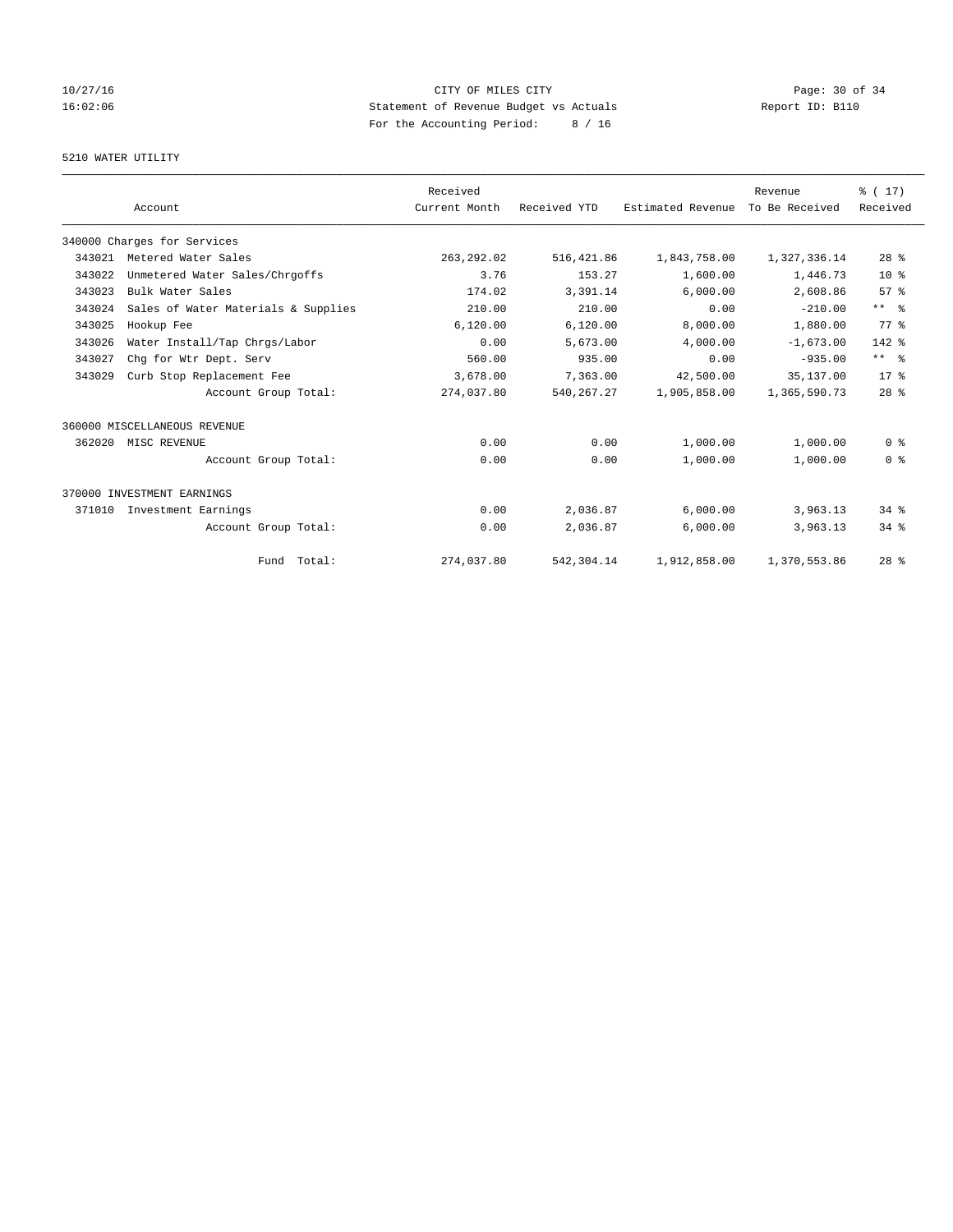CITY OF MILES CITY
Statement of Revenue Budget vs Actuals
For the Accounting Period: 8 / 16

10/27/16
16:02:06

Report ID: B110

## 5210 WATER UTILITY

| Account | | Received Current Month | Received YTD | Estimated Revenue | Revenue To Be Received | % ( 17) Received |
|---|---|---|---|---|---|---|
| 340000 Charges for Services | | | | | | |
| 343021 | Metered Water Sales | 263,292.02 | 516,421.86 | 1,843,758.00 | 1,327,336.14 | 28 % |
| 343022 | Unmetered Water Sales/Chrgoffs | 3.76 | 153.27 | 1,600.00 | 1,446.73 | 10 % |
| 343023 | Bulk Water Sales | 174.02 | 3,391.14 | 6,000.00 | 2,608.86 | 57 % |
| 343024 | Sales of Water Materials & Supplies | 210.00 | 210.00 | 0.00 | -210.00 | ** % |
| 343025 | Hookup Fee | 6,120.00 | 6,120.00 | 8,000.00 | 1,880.00 | 77 % |
| 343026 | Water Install/Tap Chrgs/Labor | 0.00 | 5,673.00 | 4,000.00 | -1,673.00 | 142 % |
| 343027 | Chg for Wtr Dept. Serv | 560.00 | 935.00 | 0.00 | -935.00 | ** % |
| 343029 | Curb Stop Replacement Fee | 3,678.00 | 7,363.00 | 42,500.00 | 35,137.00 | 17 % |
| | Account Group Total: | 274,037.80 | 540,267.27 | 1,905,858.00 | 1,365,590.73 | 28 % |
| 360000 MISCELLANEOUS REVENUE | | | | | | |
| 362020 | MISC REVENUE | 0.00 | 0.00 | 1,000.00 | 1,000.00 | 0 % |
| | Account Group Total: | 0.00 | 0.00 | 1,000.00 | 1,000.00 | 0 % |
| 370000 INVESTMENT EARNINGS | | | | | | |
| 371010 | Investment Earnings | 0.00 | 2,036.87 | 6,000.00 | 3,963.13 | 34 % |
| | Account Group Total: | 0.00 | 2,036.87 | 6,000.00 | 3,963.13 | 34 % |
| | Fund Total: | 274,037.80 | 542,304.14 | 1,912,858.00 | 1,370,553.86 | 28 % |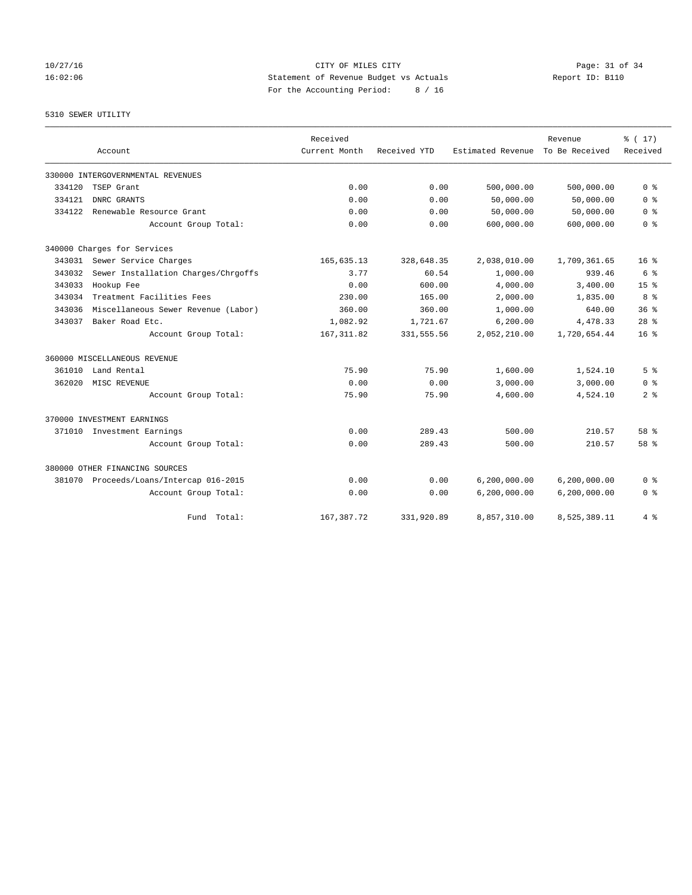CITY OF MILES CITY
Statement of Revenue Budget vs Actuals
For the Accounting Period: 8 / 16

10/27/16
16:02:06

Report ID: B110

## 5310 SEWER UTILITY

| Account | | Received Current Month | Received YTD | Estimated Revenue | Revenue To Be Received | % ( 17) Received |
|---|---|---|---|---|---|---|
| **330000 INTERGOVERNMENTAL REVENUES** | | | | | | |
| 334120 | TSEP Grant | 0.00 | 0.00 | 500,000.00 | 500,000.00 | 0 % |
| 334121 | DNRC GRANTS | 0.00 | 0.00 | 50,000.00 | 50,000.00 | 0 % |
| 334122 | Renewable Resource Grant | 0.00 | 0.00 | 50,000.00 | 50,000.00 | 0 % |
| | Account Group Total: | 0.00 | 0.00 | 600,000.00 | 600,000.00 | 0 % |
| **340000 Charges for Services** | | | | | | |
| 343031 | Sewer Service Charges | 165,635.13 | 328,648.35 | 2,038,010.00 | 1,709,361.65 | 16 % |
| 343032 | Sewer Installation Charges/Chrgoffs | 3.77 | 60.54 | 1,000.00 | 939.46 | 6 % |
| 343033 | Hookup Fee | 0.00 | 600.00 | 4,000.00 | 3,400.00 | 15 % |
| 343034 | Treatment Facilities Fees | 230.00 | 165.00 | 2,000.00 | 1,835.00 | 8 % |
| 343036 | Miscellaneous Sewer Revenue (Labor) | 360.00 | 360.00 | 1,000.00 | 640.00 | 36 % |
| 343037 | Baker Road Etc. | 1,082.92 | 1,721.67 | 6,200.00 | 4,478.33 | 28 % |
| | Account Group Total: | 167,311.82 | 331,555.56 | 2,052,210.00 | 1,720,654.44 | 16 % |
| **360000 MISCELLANEOUS REVENUE** | | | | | | |
| 361010 | Land Rental | 75.90 | 75.90 | 1,600.00 | 1,524.10 | 5 % |
| 362020 | MISC REVENUE | 0.00 | 0.00 | 3,000.00 | 3,000.00 | 0 % |
| | Account Group Total: | 75.90 | 75.90 | 4,600.00 | 4,524.10 | 2 % |
| **370000 INVESTMENT EARNINGS** | | | | | | |
| 371010 | Investment Earnings | 0.00 | 289.43 | 500.00 | 210.57 | 58 % |
| | Account Group Total: | 0.00 | 289.43 | 500.00 | 210.57 | 58 % |
| **380000 OTHER FINANCING SOURCES** | | | | | | |
| 381070 | Proceeds/Loans/Intercap 016-2015 | 0.00 | 0.00 | 6,200,000.00 | 6,200,000.00 | 0 % |
| | Account Group Total: | 0.00 | 0.00 | 6,200,000.00 | 6,200,000.00 | 0 % |
| | Fund Total: | 167,387.72 | 331,920.89 | 8,857,310.00 | 8,525,389.11 | 4 % |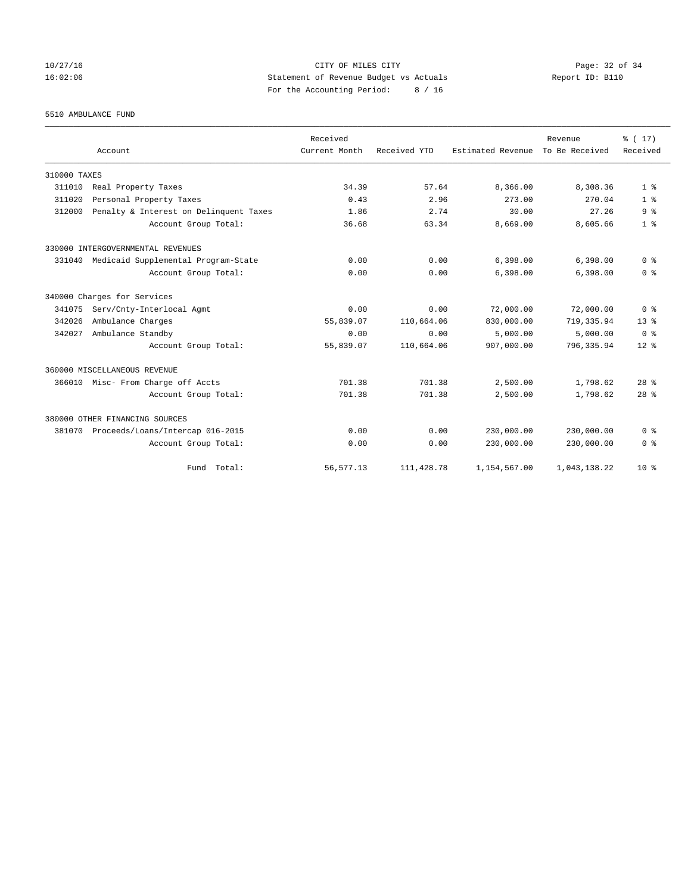CITY OF MILES CITY
Statement of Revenue Budget vs Actuals
For the Accounting Period: 8 / 16

10/27/16
16:02:06

Report ID: B110

5510 AMBULANCE FUND

| Account | Received Current Month | Received YTD | Estimated Revenue | Revenue To Be Received | % ( 17) Received |
|---|---|---|---|---|---|
| 310000 TAXES | | | | | |
| 311010 Real Property Taxes | 34.39 | 57.64 | 8,366.00 | 8,308.36 | 1 % |
| 311020 Personal Property Taxes | 0.43 | 2.96 | 273.00 | 270.04 | 1 % |
| 312000 Penalty & Interest on Delinquent Taxes | 1.86 | 2.74 | 30.00 | 27.26 | 9 % |
| Account Group Total: | 36.68 | 63.34 | 8,669.00 | 8,605.66 | 1 % |
| 330000 INTERGOVERNMENTAL REVENUES | | | | | |
| 331040 Medicaid Supplemental Program-State | 0.00 | 0.00 | 6,398.00 | 6,398.00 | 0 % |
| Account Group Total: | 0.00 | 0.00 | 6,398.00 | 6,398.00 | 0 % |
| 340000 Charges for Services | | | | | |
| 341075 Serv/Cnty-Interlocal Agmt | 0.00 | 0.00 | 72,000.00 | 72,000.00 | 0 % |
| 342026 Ambulance Charges | 55,839.07 | 110,664.06 | 830,000.00 | 719,335.94 | 13 % |
| 342027 Ambulance Standby | 0.00 | 0.00 | 5,000.00 | 5,000.00 | 0 % |
| Account Group Total: | 55,839.07 | 110,664.06 | 907,000.00 | 796,335.94 | 12 % |
| 360000 MISCELLANEOUS REVENUE | | | | | |
| 366010 Misc- From Charge off Accts | 701.38 | 701.38 | 2,500.00 | 1,798.62 | 28 % |
| Account Group Total: | 701.38 | 701.38 | 2,500.00 | 1,798.62 | 28 % |
| 380000 OTHER FINANCING SOURCES | | | | | |
| 381070 Proceeds/Loans/Intercap 016-2015 | 0.00 | 0.00 | 230,000.00 | 230,000.00 | 0 % |
| Account Group Total: | 0.00 | 0.00 | 230,000.00 | 230,000.00 | 0 % |
| Fund Total: | 56,577.13 | 111,428.78 | 1,154,567.00 | 1,043,138.22 | 10 % |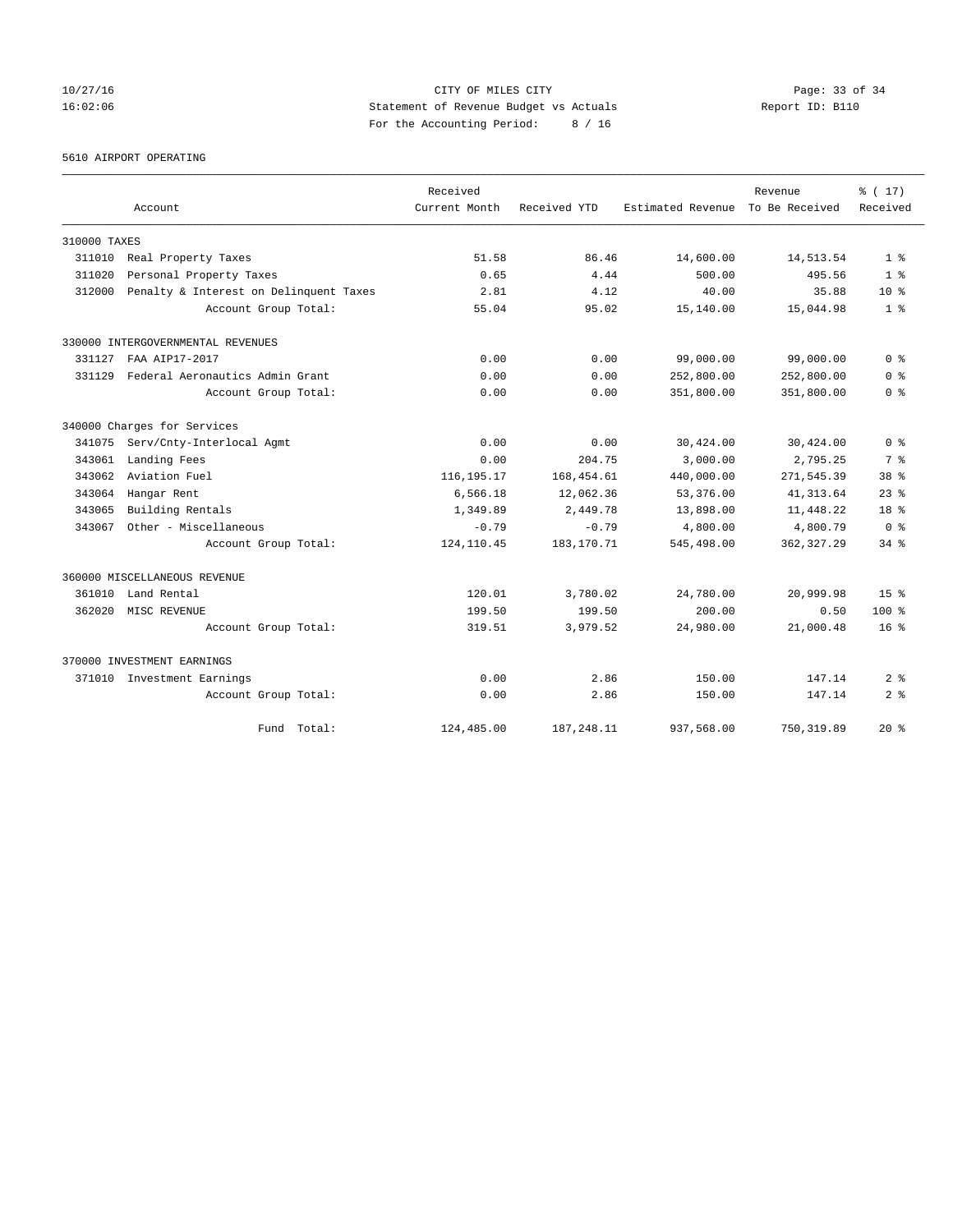CITY OF MILES CITY
Statement of Revenue Budget vs Actuals
For the Accounting Period: 8 / 16

10/27/16
16:02:06

Report ID: B110

5610 AIRPORT OPERATING

| Account | Received Current Month | Received YTD | Estimated Revenue | Revenue To Be Received | % ( 17) Received |
|---|---|---|---|---|---|
| 310000 TAXES | | | | | |
| 311010 Real Property Taxes | 51.58 | 86.46 | 14,600.00 | 14,513.54 | 1 % |
| 311020 Personal Property Taxes | 0.65 | 4.44 | 500.00 | 495.56 | 1 % |
| 312000 Penalty & Interest on Delinquent Taxes | 2.81 | 4.12 | 40.00 | 35.88 | 10 % |
| Account Group Total: | 55.04 | 95.02 | 15,140.00 | 15,044.98 | 1 % |
| 330000 INTERGOVERNMENTAL REVENUES | | | | | |
| 331127 FAA AIP17-2017 | 0.00 | 0.00 | 99,000.00 | 99,000.00 | 0 % |
| 331129 Federal Aeronautics Admin Grant | 0.00 | 0.00 | 252,800.00 | 252,800.00 | 0 % |
| Account Group Total: | 0.00 | 0.00 | 351,800.00 | 351,800.00 | 0 % |
| 340000 Charges for Services | | | | | |
| 341075 Serv/Cnty-Interlocal Agmt | 0.00 | 0.00 | 30,424.00 | 30,424.00 | 0 % |
| 343061 Landing Fees | 0.00 | 204.75 | 3,000.00 | 2,795.25 | 7 % |
| 343062 Aviation Fuel | 116,195.17 | 168,454.61 | 440,000.00 | 271,545.39 | 38 % |
| 343064 Hangar Rent | 6,566.18 | 12,062.36 | 53,376.00 | 41,313.64 | 23 % |
| 343065 Building Rentals | 1,349.89 | 2,449.78 | 13,898.00 | 11,448.22 | 18 % |
| 343067 Other - Miscellaneous | -0.79 | -0.79 | 4,800.00 | 4,800.79 | 0 % |
| Account Group Total: | 124,110.45 | 183,170.71 | 545,498.00 | 362,327.29 | 34 % |
| 360000 MISCELLANEOUS REVENUE | | | | | |
| 361010 Land Rental | 120.01 | 3,780.02 | 24,780.00 | 20,999.98 | 15 % |
| 362020 MISC REVENUE | 199.50 | 199.50 | 200.00 | 0.50 | 100 % |
| Account Group Total: | 319.51 | 3,979.52 | 24,980.00 | 21,000.48 | 16 % |
| 370000 INVESTMENT EARNINGS | | | | | |
| 371010 Investment Earnings | 0.00 | 2.86 | 150.00 | 147.14 | 2 % |
| Account Group Total: | 0.00 | 2.86 | 150.00 | 147.14 | 2 % |
| Fund Total: | 124,485.00 | 187,248.11 | 937,568.00 | 750,319.89 | 20 % |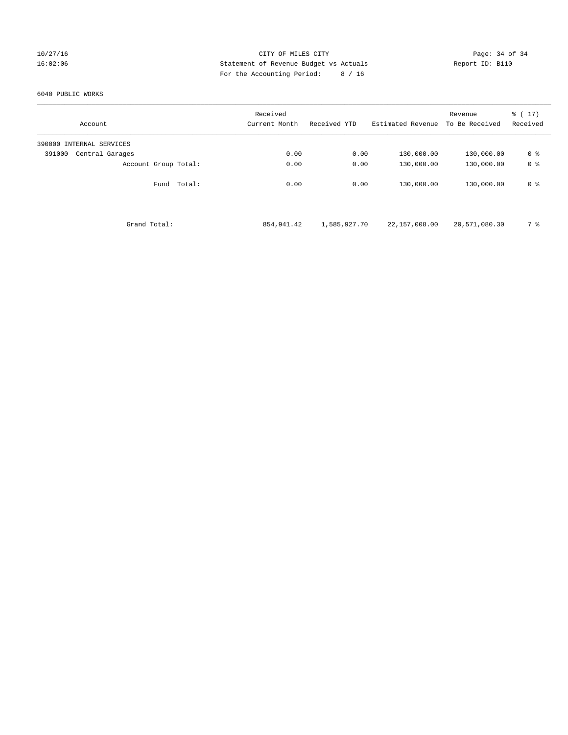CITY OF MILES CITY
Statement of Revenue Budget vs Actuals
For the Accounting Period: 8 / 16

6040 PUBLIC WORKS

| Account | Received Current Month | Received YTD | Estimated Revenue | Revenue To Be Received | % ( 17) Received |
|---|---|---|---|---|---|
| 390000 INTERNAL SERVICES | | | | | |
| 391000 Central Garages | 0.00 | 0.00 | 130,000.00 | 130,000.00 | 0 % |
| Account Group Total: | 0.00 | 0.00 | 130,000.00 | 130,000.00 | 0 % |
| Fund Total: | 0.00 | 0.00 | 130,000.00 | 130,000.00 | 0 % |
| Grand Total: | 854,941.42 | 1,585,927.70 | 22,157,008.00 | 20,571,080.30 | 7 % |